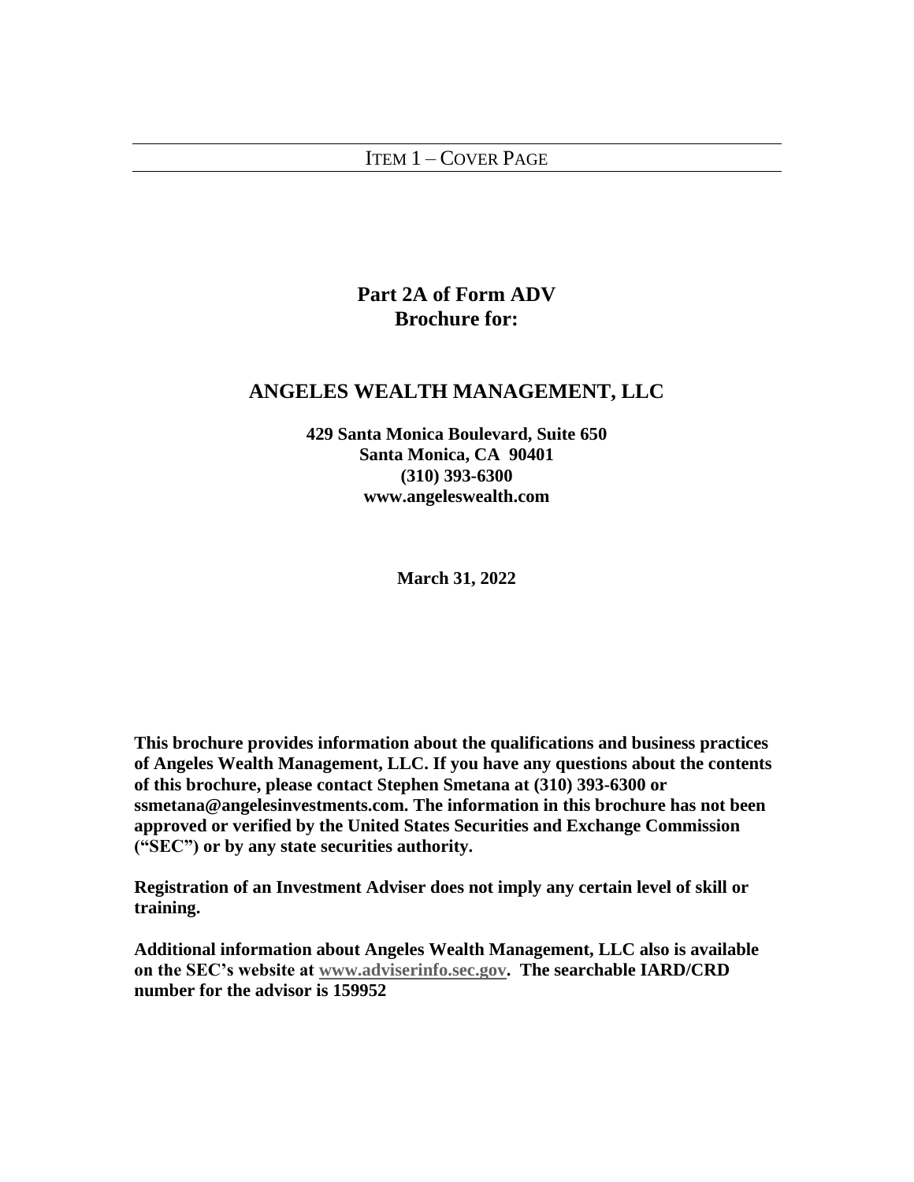# ITEM 1 – COVER PAGE

**Part 2A of Form ADV**
**Brochure for:**

## ANGELES WEALTH MANAGEMENT, LLC

**429 Santa Monica Boulevard, Suite 650**
**Santa Monica, CA 90401**
**(310) 393-6300**
**www.angeleswealth.com**

**March 31, 2022**

**This brochure provides information about the qualifications and business practices of Angeles Wealth Management, LLC. If you have any questions about the contents of this brochure, please contact Stephen Smetana at (310) 393-6300 or ssmetana@angelesinvestments.com. The information in this brochure has not been approved or verified by the United States Securities and Exchange Commission ("SEC") or by any state securities authority.**

**Registration of an Investment Adviser does not imply any certain level of skill or training.**

**Additional information about Angeles Wealth Management, LLC also is available on the SEC's website at www.adviserinfo.sec.gov. The searchable IARD/CRD number for the advisor is 159952**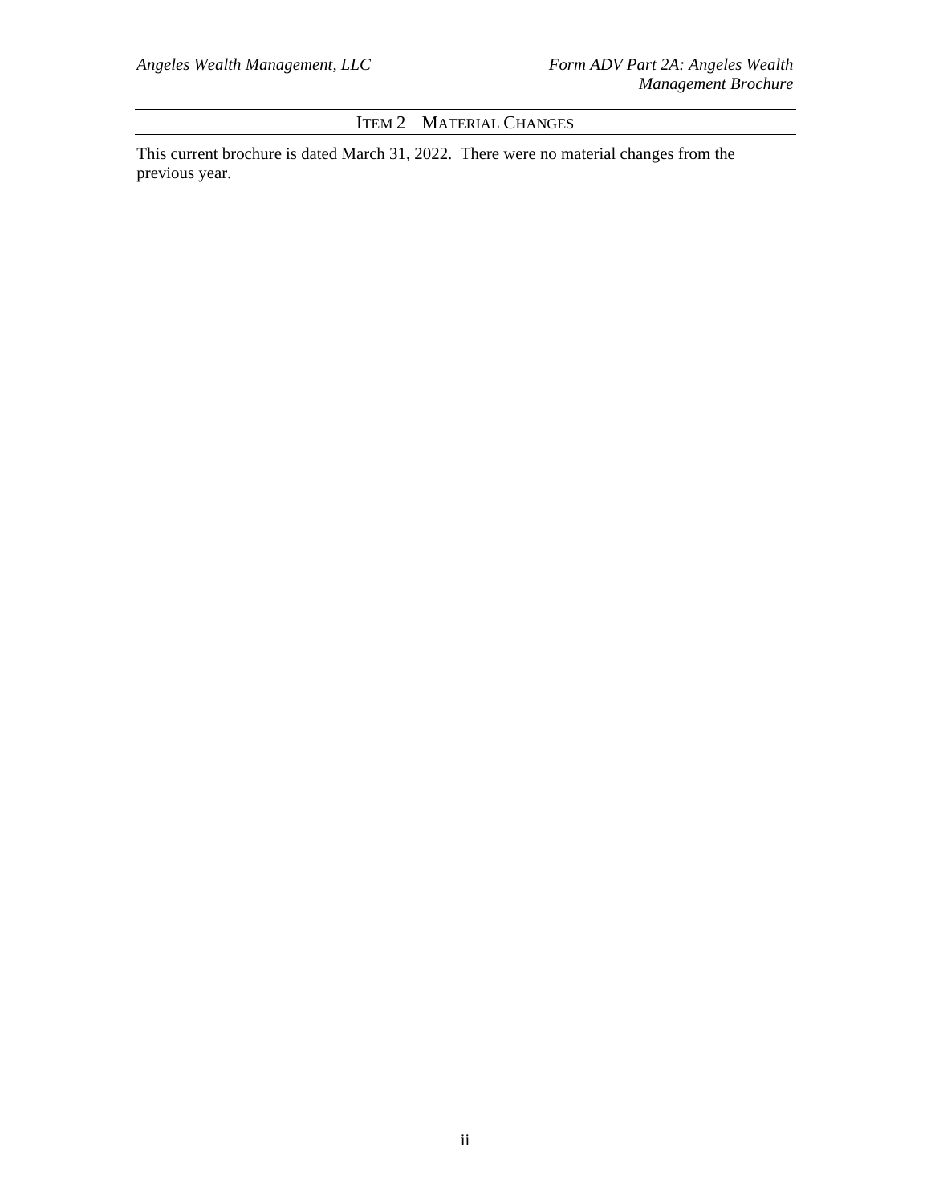## ITEM 2 – MATERIAL CHANGES

This current brochure is dated March 31, 2022. There were no material changes from the previous year.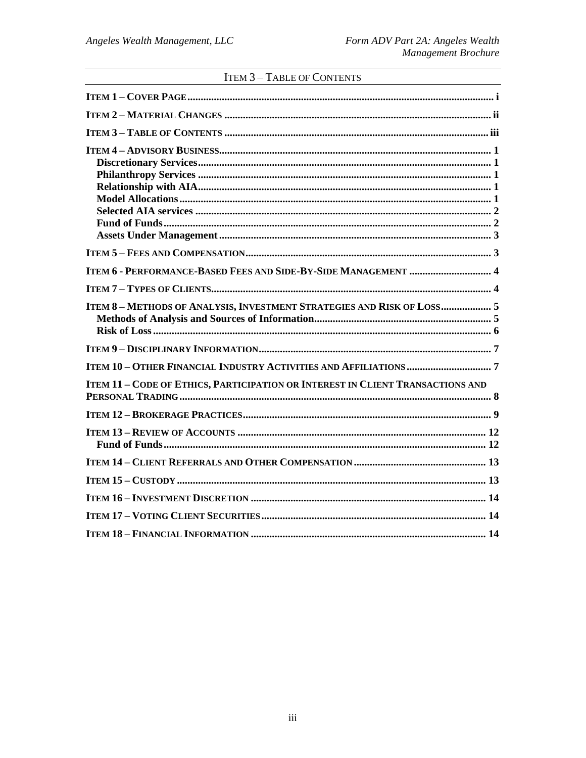## ITEM 3 – TABLE OF CONTENTS

**ITEM 1 – COVER PAGE** ..... i

**ITEM 2 – MATERIAL CHANGES** ..... ii

**ITEM 3 – TABLE OF CONTENTS** ..... iii

**ITEM 4 – ADVISORY BUSINESS** ..... 1
- **Discretionary Services** ..... 1
- **Philanthropy Services** ..... 1
- **Relationship with AIA** ..... 1
- **Model Allocations** ..... 1
- **Selected AIA services** ..... 2
- **Fund of Funds** ..... 2
- **Assets Under Management** ..... 3

**ITEM 5 – FEES AND COMPENSATION** ..... 3

**ITEM 6 - PERFORMANCE-BASED FEES AND SIDE-BY-SIDE MANAGEMENT** ..... 4

**ITEM 7 – TYPES OF CLIENTS** ..... 4

**ITEM 8 – METHODS OF ANALYSIS, INVESTMENT STRATEGIES AND RISK OF LOSS** ..... 5
- **Methods of Analysis and Sources of Information** ..... 5
- **Risk of Loss** ..... 6

**ITEM 9 – DISCIPLINARY INFORMATION** ..... 7

**ITEM 10 – OTHER FINANCIAL INDUSTRY ACTIVITIES AND AFFILIATIONS** ..... 7

**ITEM 11 – CODE OF ETHICS, PARTICIPATION OR INTEREST IN CLIENT TRANSACTIONS AND PERSONAL TRADING** ..... 8

**ITEM 12 – BROKERAGE PRACTICES** ..... 9

**ITEM 13 – REVIEW OF ACCOUNTS** ..... 12
- **Fund of Funds** ..... 12

**ITEM 14 – CLIENT REFERRALS AND OTHER COMPENSATION** ..... 13

**ITEM 15 – CUSTODY** ..... 13

**ITEM 16 – INVESTMENT DISCRETION** ..... 14

**ITEM 17 – VOTING CLIENT SECURITIES** ..... 14

**ITEM 18 – FINANCIAL INFORMATION** ..... 14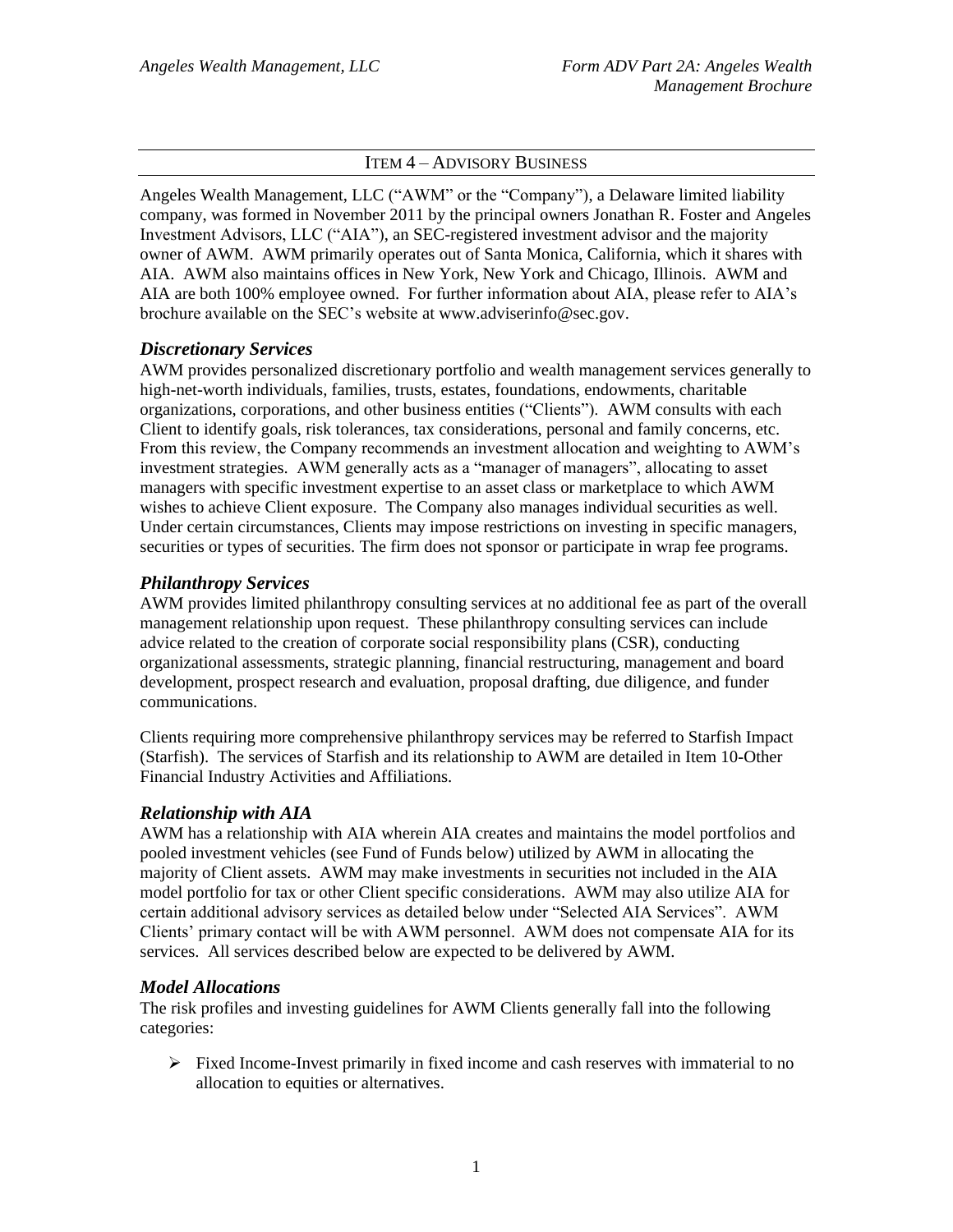## ITEM 4 – ADVISORY BUSINESS

Angeles Wealth Management, LLC ("AWM" or the "Company"), a Delaware limited liability company, was formed in November 2011 by the principal owners Jonathan R. Foster and Angeles Investment Advisors, LLC ("AIA"), an SEC-registered investment advisor and the majority owner of AWM. AWM primarily operates out of Santa Monica, California, which it shares with AIA. AWM also maintains offices in New York, New York and Chicago, Illinois. AWM and AIA are both 100% employee owned. For further information about AIA, please refer to AIA's brochure available on the SEC's website at www.adviserinfo@sec.gov.

### *Discretionary Services*

AWM provides personalized discretionary portfolio and wealth management services generally to high-net-worth individuals, families, trusts, estates, foundations, endowments, charitable organizations, corporations, and other business entities ("Clients"). AWM consults with each Client to identify goals, risk tolerances, tax considerations, personal and family concerns, etc. From this review, the Company recommends an investment allocation and weighting to AWM's investment strategies. AWM generally acts as a "manager of managers", allocating to asset managers with specific investment expertise to an asset class or marketplace to which AWM wishes to achieve Client exposure. The Company also manages individual securities as well. Under certain circumstances, Clients may impose restrictions on investing in specific managers, securities or types of securities. The firm does not sponsor or participate in wrap fee programs.

### *Philanthropy Services*

AWM provides limited philanthropy consulting services at no additional fee as part of the overall management relationship upon request. These philanthropy consulting services can include advice related to the creation of corporate social responsibility plans (CSR), conducting organizational assessments, strategic planning, financial restructuring, management and board development, prospect research and evaluation, proposal drafting, due diligence, and funder communications.

Clients requiring more comprehensive philanthropy services may be referred to Starfish Impact (Starfish). The services of Starfish and its relationship to AWM are detailed in Item 10-Other Financial Industry Activities and Affiliations.

### *Relationship with AIA*

AWM has a relationship with AIA wherein AIA creates and maintains the model portfolios and pooled investment vehicles (see Fund of Funds below) utilized by AWM in allocating the majority of Client assets. AWM may make investments in securities not included in the AIA model portfolio for tax or other Client specific considerations. AWM may also utilize AIA for certain additional advisory services as detailed below under "Selected AIA Services". AWM Clients' primary contact will be with AWM personnel. AWM does not compensate AIA for its services. All services described below are expected to be delivered by AWM.

### *Model Allocations*

The risk profiles and investing guidelines for AWM Clients generally fall into the following categories:

- Fixed Income-Invest primarily in fixed income and cash reserves with immaterial to no allocation to equities or alternatives.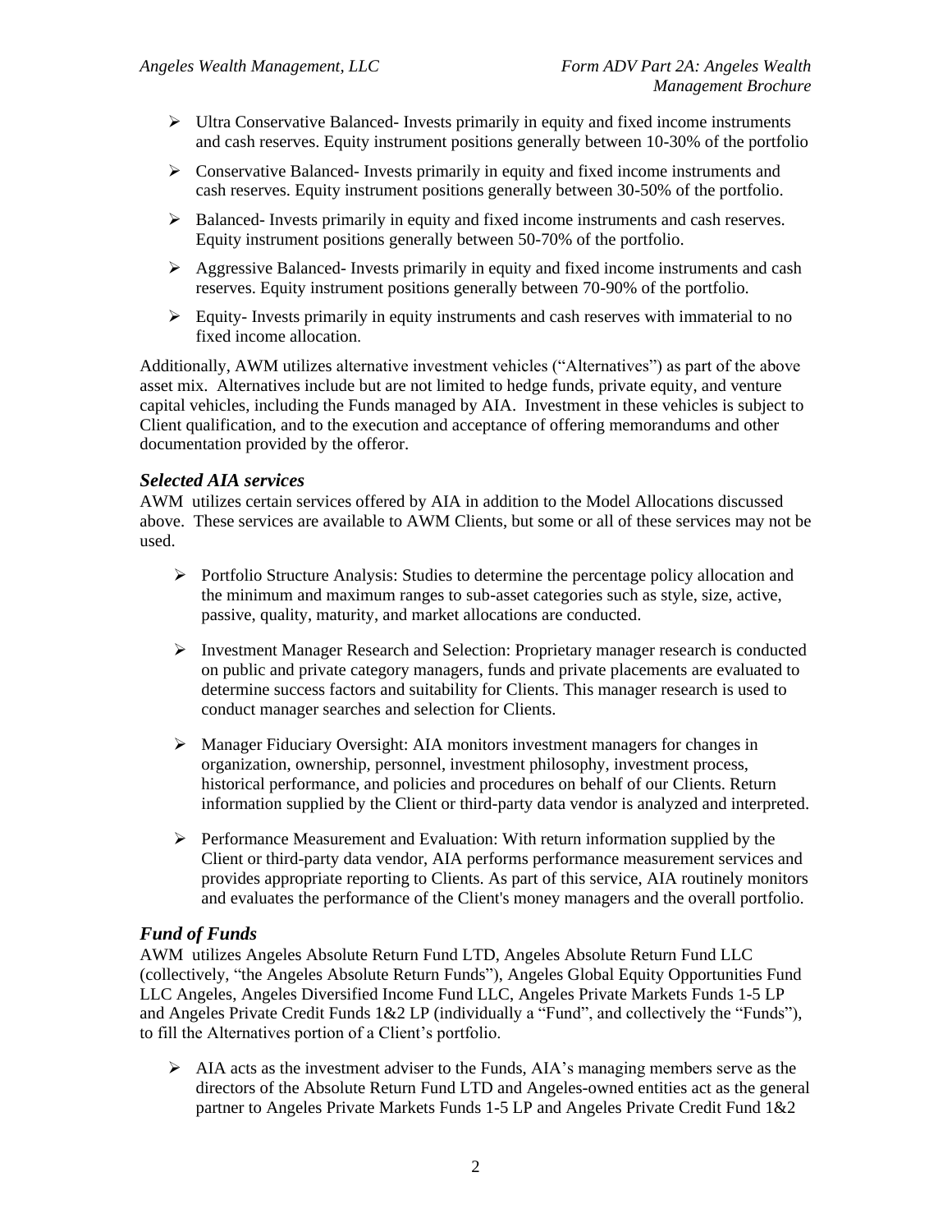- Ultra Conservative Balanced- Invests primarily in equity and fixed income instruments and cash reserves. Equity instrument positions generally between 10-30% of the portfolio
- Conservative Balanced- Invests primarily in equity and fixed income instruments and cash reserves. Equity instrument positions generally between 30-50% of the portfolio.
- Balanced- Invests primarily in equity and fixed income instruments and cash reserves. Equity instrument positions generally between 50-70% of the portfolio.
- Aggressive Balanced- Invests primarily in equity and fixed income instruments and cash reserves. Equity instrument positions generally between 70-90% of the portfolio.
- Equity- Invests primarily in equity instruments and cash reserves with immaterial to no fixed income allocation.

Additionally, AWM utilizes alternative investment vehicles ("Alternatives") as part of the above asset mix. Alternatives include but are not limited to hedge funds, private equity, and venture capital vehicles, including the Funds managed by AIA. Investment in these vehicles is subject to Client qualification, and to the execution and acceptance of offering memorandums and other documentation provided by the offeror.

### *Selected AIA services*

AWM utilizes certain services offered by AIA in addition to the Model Allocations discussed above. These services are available to AWM Clients, but some or all of these services may not be used.

- Portfolio Structure Analysis: Studies to determine the percentage policy allocation and the minimum and maximum ranges to sub-asset categories such as style, size, active, passive, quality, maturity, and market allocations are conducted.
- Investment Manager Research and Selection: Proprietary manager research is conducted on public and private category managers, funds and private placements are evaluated to determine success factors and suitability for Clients. This manager research is used to conduct manager searches and selection for Clients.
- Manager Fiduciary Oversight: AIA monitors investment managers for changes in organization, ownership, personnel, investment philosophy, investment process, historical performance, and policies and procedures on behalf of our Clients. Return information supplied by the Client or third-party data vendor is analyzed and interpreted.
- Performance Measurement and Evaluation: With return information supplied by the Client or third-party data vendor, AIA performs performance measurement services and provides appropriate reporting to Clients. As part of this service, AIA routinely monitors and evaluates the performance of the Client's money managers and the overall portfolio.

### *Fund of Funds*

AWM utilizes Angeles Absolute Return Fund LTD, Angeles Absolute Return Fund LLC (collectively, "the Angeles Absolute Return Funds"), Angeles Global Equity Opportunities Fund LLC Angeles, Angeles Diversified Income Fund LLC, Angeles Private Markets Funds 1-5 LP and Angeles Private Credit Funds 1&2 LP (individually a "Fund", and collectively the "Funds"), to fill the Alternatives portion of a Client's portfolio.

- AIA acts as the investment adviser to the Funds, AIA's managing members serve as the directors of the Absolute Return Fund LTD and Angeles-owned entities act as the general partner to Angeles Private Markets Funds 1-5 LP and Angeles Private Credit Fund 1&2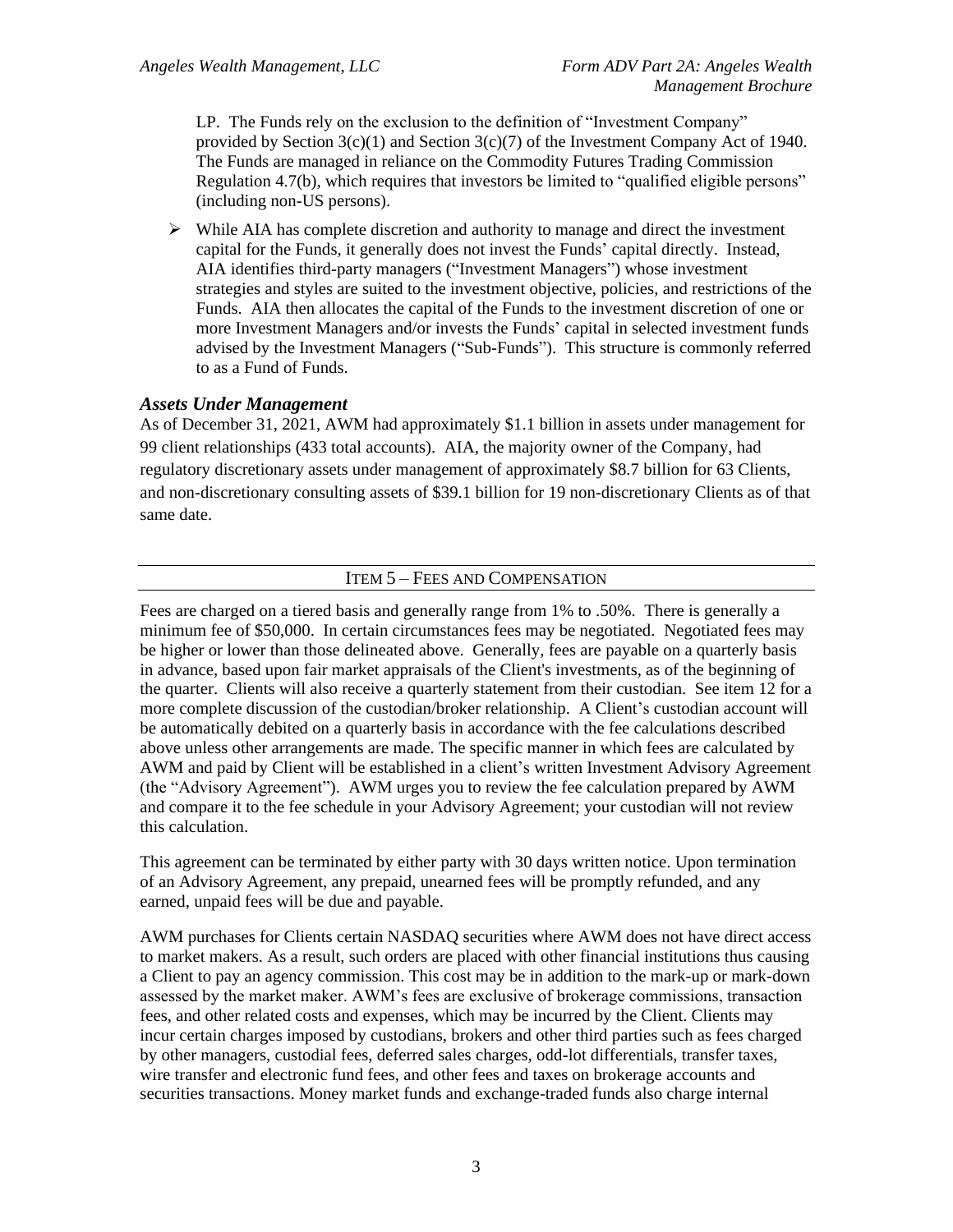LP. The Funds rely on the exclusion to the definition of "Investment Company" provided by Section 3(c)(1) and Section 3(c)(7) of the Investment Company Act of 1940. The Funds are managed in reliance on the Commodity Futures Trading Commission Regulation 4.7(b), which requires that investors be limited to "qualified eligible persons" (including non-US persons).

- While AIA has complete discretion and authority to manage and direct the investment capital for the Funds, it generally does not invest the Funds' capital directly. Instead, AIA identifies third-party managers ("Investment Managers") whose investment strategies and styles are suited to the investment objective, policies, and restrictions of the Funds. AIA then allocates the capital of the Funds to the investment discretion of one or more Investment Managers and/or invests the Funds' capital in selected investment funds advised by the Investment Managers ("Sub-Funds"). This structure is commonly referred to as a Fund of Funds.

### *Assets Under Management*

As of December 31, 2021, AWM had approximately $1.1 billion in assets under management for 99 client relationships (433 total accounts). AIA, the majority owner of the Company, had regulatory discretionary assets under management of approximately $8.7 billion for 63 Clients, and non-discretionary consulting assets of $39.1 billion for 19 non-discretionary Clients as of that same date.

## ITEM 5 – FEES AND COMPENSATION

Fees are charged on a tiered basis and generally range from 1% to .50%. There is generally a minimum fee of $50,000. In certain circumstances fees may be negotiated. Negotiated fees may be higher or lower than those delineated above. Generally, fees are payable on a quarterly basis in advance, based upon fair market appraisals of the Client's investments, as of the beginning of the quarter. Clients will also receive a quarterly statement from their custodian. See item 12 for a more complete discussion of the custodian/broker relationship. A Client's custodian account will be automatically debited on a quarterly basis in accordance with the fee calculations described above unless other arrangements are made. The specific manner in which fees are calculated by AWM and paid by Client will be established in a client's written Investment Advisory Agreement (the "Advisory Agreement"). AWM urges you to review the fee calculation prepared by AWM and compare it to the fee schedule in your Advisory Agreement; your custodian will not review this calculation.

This agreement can be terminated by either party with 30 days written notice. Upon termination of an Advisory Agreement, any prepaid, unearned fees will be promptly refunded, and any earned, unpaid fees will be due and payable.

AWM purchases for Clients certain NASDAQ securities where AWM does not have direct access to market makers. As a result, such orders are placed with other financial institutions thus causing a Client to pay an agency commission. This cost may be in addition to the mark-up or mark-down assessed by the market maker. AWM's fees are exclusive of brokerage commissions, transaction fees, and other related costs and expenses, which may be incurred by the Client. Clients may incur certain charges imposed by custodians, brokers and other third parties such as fees charged by other managers, custodial fees, deferred sales charges, odd-lot differentials, transfer taxes, wire transfer and electronic fund fees, and other fees and taxes on brokerage accounts and securities transactions. Money market funds and exchange-traded funds also charge internal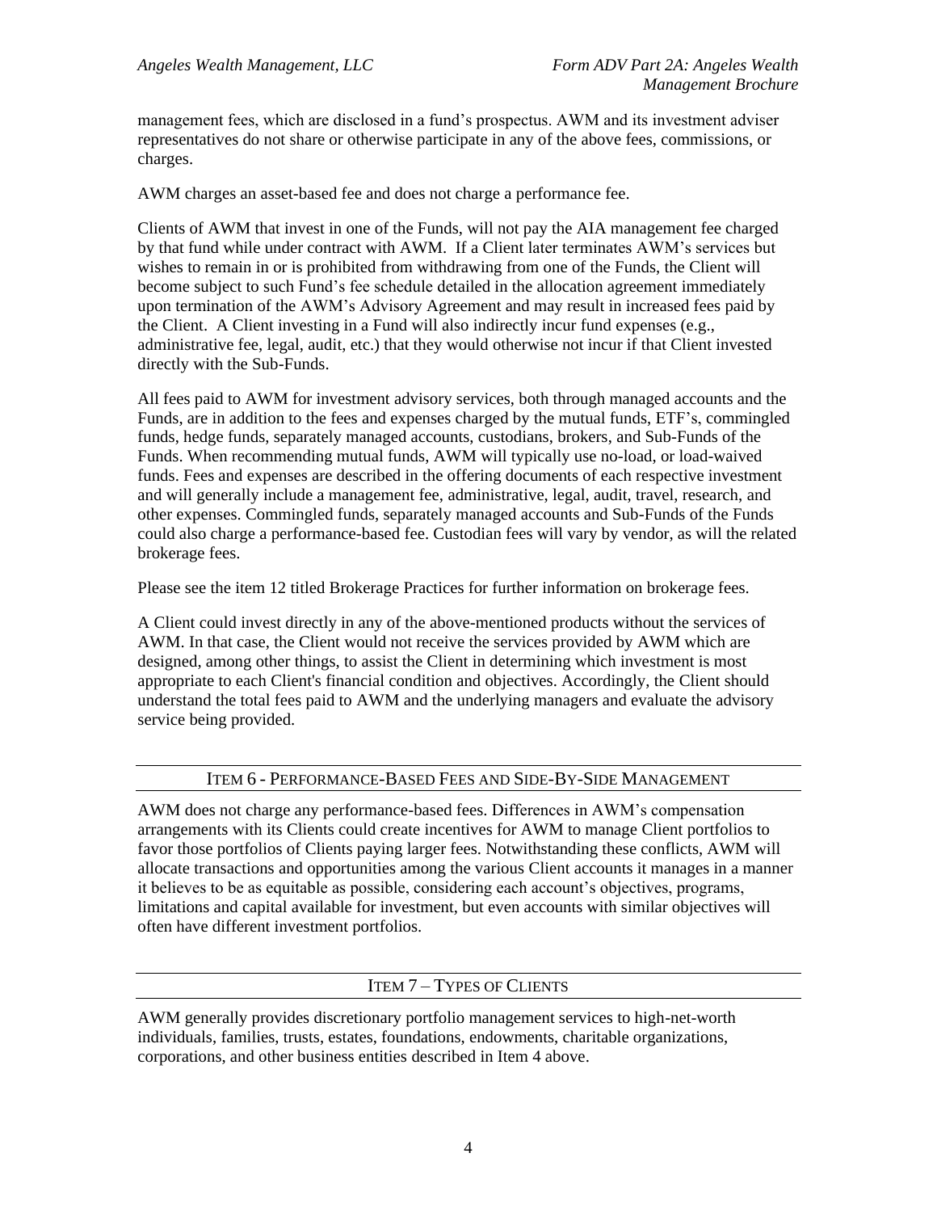management fees, which are disclosed in a fund's prospectus. AWM and its investment adviser representatives do not share or otherwise participate in any of the above fees, commissions, or charges.

AWM charges an asset-based fee and does not charge a performance fee.

Clients of AWM that invest in one of the Funds, will not pay the AIA management fee charged by that fund while under contract with AWM. If a Client later terminates AWM's services but wishes to remain in or is prohibited from withdrawing from one of the Funds, the Client will become subject to such Fund's fee schedule detailed in the allocation agreement immediately upon termination of the AWM's Advisory Agreement and may result in increased fees paid by the Client. A Client investing in a Fund will also indirectly incur fund expenses (e.g., administrative fee, legal, audit, etc.) that they would otherwise not incur if that Client invested directly with the Sub-Funds.

All fees paid to AWM for investment advisory services, both through managed accounts and the Funds, are in addition to the fees and expenses charged by the mutual funds, ETF's, commingled funds, hedge funds, separately managed accounts, custodians, brokers, and Sub-Funds of the Funds. When recommending mutual funds, AWM will typically use no-load, or load-waived funds. Fees and expenses are described in the offering documents of each respective investment and will generally include a management fee, administrative, legal, audit, travel, research, and other expenses. Commingled funds, separately managed accounts and Sub-Funds of the Funds could also charge a performance-based fee. Custodian fees will vary by vendor, as will the related brokerage fees.

Please see the item 12 titled Brokerage Practices for further information on brokerage fees.

A Client could invest directly in any of the above-mentioned products without the services of AWM. In that case, the Client would not receive the services provided by AWM which are designed, among other things, to assist the Client in determining which investment is most appropriate to each Client's financial condition and objectives. Accordingly, the Client should understand the total fees paid to AWM and the underlying managers and evaluate the advisory service being provided.

## Item 6 - Performance-Based Fees and Side-By-Side Management

AWM does not charge any performance-based fees. Differences in AWM's compensation arrangements with its Clients could create incentives for AWM to manage Client portfolios to favor those portfolios of Clients paying larger fees. Notwithstanding these conflicts, AWM will allocate transactions and opportunities among the various Client accounts it manages in a manner it believes to be as equitable as possible, considering each account's objectives, programs, limitations and capital available for investment, but even accounts with similar objectives will often have different investment portfolios.

## Item 7 – Types of Clients

AWM generally provides discretionary portfolio management services to high-net-worth individuals, families, trusts, estates, foundations, endowments, charitable organizations, corporations, and other business entities described in Item 4 above.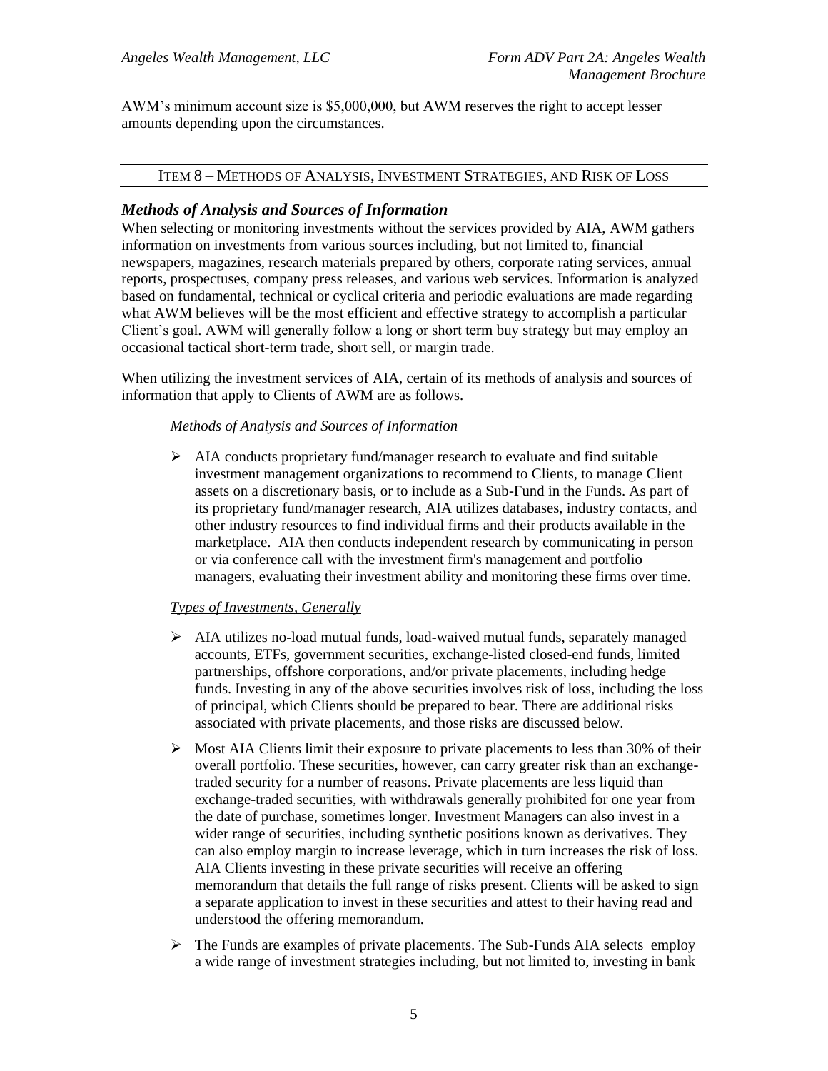AWM's minimum account size is $5,000,000, but AWM reserves the right to accept lesser amounts depending upon the circumstances.

## ITEM 8 – METHODS OF ANALYSIS, INVESTMENT STRATEGIES, AND RISK OF LOSS

### *Methods of Analysis and Sources of Information*

When selecting or monitoring investments without the services provided by AIA, AWM gathers information on investments from various sources including, but not limited to, financial newspapers, magazines, research materials prepared by others, corporate rating services, annual reports, prospectuses, company press releases, and various web services. Information is analyzed based on fundamental, technical or cyclical criteria and periodic evaluations are made regarding what AWM believes will be the most efficient and effective strategy to accomplish a particular Client's goal. AWM will generally follow a long or short term buy strategy but may employ an occasional tactical short-term trade, short sell, or margin trade.

When utilizing the investment services of AIA, certain of its methods of analysis and sources of information that apply to Clients of AWM are as follows.

*Methods of Analysis and Sources of Information*

- AIA conducts proprietary fund/manager research to evaluate and find suitable investment management organizations to recommend to Clients, to manage Client assets on a discretionary basis, or to include as a Sub-Fund in the Funds. As part of its proprietary fund/manager research, AIA utilizes databases, industry contacts, and other industry resources to find individual firms and their products available in the marketplace. AIA then conducts independent research by communicating in person or via conference call with the investment firm's management and portfolio managers, evaluating their investment ability and monitoring these firms over time.

*Types of Investments, Generally*

- AIA utilizes no-load mutual funds, load-waived mutual funds, separately managed accounts, ETFs, government securities, exchange-listed closed-end funds, limited partnerships, offshore corporations, and/or private placements, including hedge funds. Investing in any of the above securities involves risk of loss, including the loss of principal, which Clients should be prepared to bear. There are additional risks associated with private placements, and those risks are discussed below.
- Most AIA Clients limit their exposure to private placements to less than 30% of their overall portfolio. These securities, however, can carry greater risk than an exchange-traded security for a number of reasons. Private placements are less liquid than exchange-traded securities, with withdrawals generally prohibited for one year from the date of purchase, sometimes longer. Investment Managers can also invest in a wider range of securities, including synthetic positions known as derivatives. They can also employ margin to increase leverage, which in turn increases the risk of loss. AIA Clients investing in these private securities will receive an offering memorandum that details the full range of risks present. Clients will be asked to sign a separate application to invest in these securities and attest to their having read and understood the offering memorandum.
- The Funds are examples of private placements. The Sub-Funds AIA selects employ a wide range of investment strategies including, but not limited to, investing in bank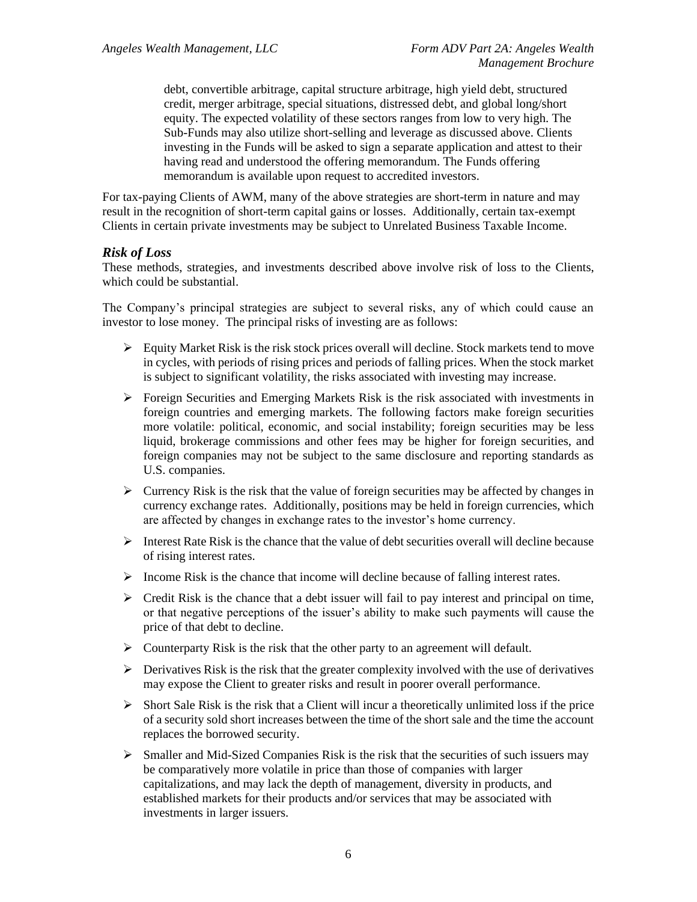debt, convertible arbitrage, capital structure arbitrage, high yield debt, structured credit, merger arbitrage, special situations, distressed debt, and global long/short equity. The expected volatility of these sectors ranges from low to very high. The Sub-Funds may also utilize short-selling and leverage as discussed above. Clients investing in the Funds will be asked to sign a separate application and attest to their having read and understood the offering memorandum. The Funds offering memorandum is available upon request to accredited investors.

For tax-paying Clients of AWM, many of the above strategies are short-term in nature and may result in the recognition of short-term capital gains or losses. Additionally, certain tax-exempt Clients in certain private investments may be subject to Unrelated Business Taxable Income.

### *Risk of Loss*

These methods, strategies, and investments described above involve risk of loss to the Clients, which could be substantial.

The Company's principal strategies are subject to several risks, any of which could cause an investor to lose money. The principal risks of investing are as follows:

- Equity Market Risk is the risk stock prices overall will decline. Stock markets tend to move in cycles, with periods of rising prices and periods of falling prices. When the stock market is subject to significant volatility, the risks associated with investing may increase.
- Foreign Securities and Emerging Markets Risk is the risk associated with investments in foreign countries and emerging markets. The following factors make foreign securities more volatile: political, economic, and social instability; foreign securities may be less liquid, brokerage commissions and other fees may be higher for foreign securities, and foreign companies may not be subject to the same disclosure and reporting standards as U.S. companies.
- Currency Risk is the risk that the value of foreign securities may be affected by changes in currency exchange rates. Additionally, positions may be held in foreign currencies, which are affected by changes in exchange rates to the investor's home currency.
- Interest Rate Risk is the chance that the value of debt securities overall will decline because of rising interest rates.
- Income Risk is the chance that income will decline because of falling interest rates.
- Credit Risk is the chance that a debt issuer will fail to pay interest and principal on time, or that negative perceptions of the issuer's ability to make such payments will cause the price of that debt to decline.
- Counterparty Risk is the risk that the other party to an agreement will default.
- Derivatives Risk is the risk that the greater complexity involved with the use of derivatives may expose the Client to greater risks and result in poorer overall performance.
- Short Sale Risk is the risk that a Client will incur a theoretically unlimited loss if the price of a security sold short increases between the time of the short sale and the time the account replaces the borrowed security.
- Smaller and Mid-Sized Companies Risk is the risk that the securities of such issuers may be comparatively more volatile in price than those of companies with larger capitalizations, and may lack the depth of management, diversity in products, and established markets for their products and/or services that may be associated with investments in larger issuers.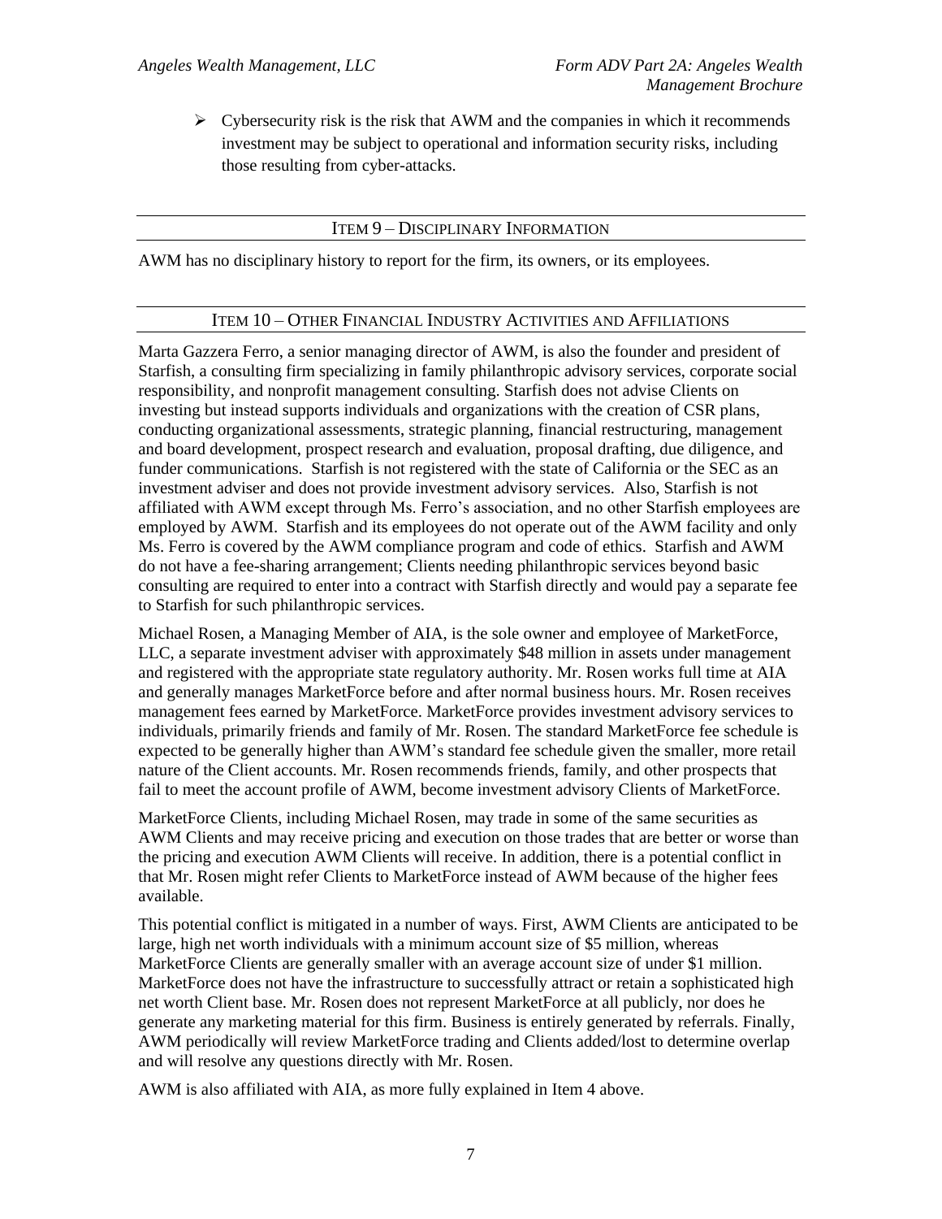- Cybersecurity risk is the risk that AWM and the companies in which it recommends investment may be subject to operational and information security risks, including those resulting from cyber-attacks.

## ITEM 9 – DISCIPLINARY INFORMATION

AWM has no disciplinary history to report for the firm, its owners, or its employees.

## ITEM 10 – OTHER FINANCIAL INDUSTRY ACTIVITIES AND AFFILIATIONS

Marta Gazzera Ferro, a senior managing director of AWM, is also the founder and president of Starfish, a consulting firm specializing in family philanthropic advisory services, corporate social responsibility, and nonprofit management consulting. Starfish does not advise Clients on investing but instead supports individuals and organizations with the creation of CSR plans, conducting organizational assessments, strategic planning, financial restructuring, management and board development, prospect research and evaluation, proposal drafting, due diligence, and funder communications. Starfish is not registered with the state of California or the SEC as an investment adviser and does not provide investment advisory services. Also, Starfish is not affiliated with AWM except through Ms. Ferro's association, and no other Starfish employees are employed by AWM. Starfish and its employees do not operate out of the AWM facility and only Ms. Ferro is covered by the AWM compliance program and code of ethics. Starfish and AWM do not have a fee-sharing arrangement; Clients needing philanthropic services beyond basic consulting are required to enter into a contract with Starfish directly and would pay a separate fee to Starfish for such philanthropic services.

Michael Rosen, a Managing Member of AIA, is the sole owner and employee of MarketForce, LLC, a separate investment adviser with approximately $48 million in assets under management and registered with the appropriate state regulatory authority. Mr. Rosen works full time at AIA and generally manages MarketForce before and after normal business hours. Mr. Rosen receives management fees earned by MarketForce. MarketForce provides investment advisory services to individuals, primarily friends and family of Mr. Rosen. The standard MarketForce fee schedule is expected to be generally higher than AWM's standard fee schedule given the smaller, more retail nature of the Client accounts. Mr. Rosen recommends friends, family, and other prospects that fail to meet the account profile of AWM, become investment advisory Clients of MarketForce.

MarketForce Clients, including Michael Rosen, may trade in some of the same securities as AWM Clients and may receive pricing and execution on those trades that are better or worse than the pricing and execution AWM Clients will receive. In addition, there is a potential conflict in that Mr. Rosen might refer Clients to MarketForce instead of AWM because of the higher fees available.

This potential conflict is mitigated in a number of ways. First, AWM Clients are anticipated to be large, high net worth individuals with a minimum account size of $5 million, whereas MarketForce Clients are generally smaller with an average account size of under $1 million. MarketForce does not have the infrastructure to successfully attract or retain a sophisticated high net worth Client base. Mr. Rosen does not represent MarketForce at all publicly, nor does he generate any marketing material for this firm. Business is entirely generated by referrals. Finally, AWM periodically will review MarketForce trading and Clients added/lost to determine overlap and will resolve any questions directly with Mr. Rosen.

AWM is also affiliated with AIA, as more fully explained in Item 4 above.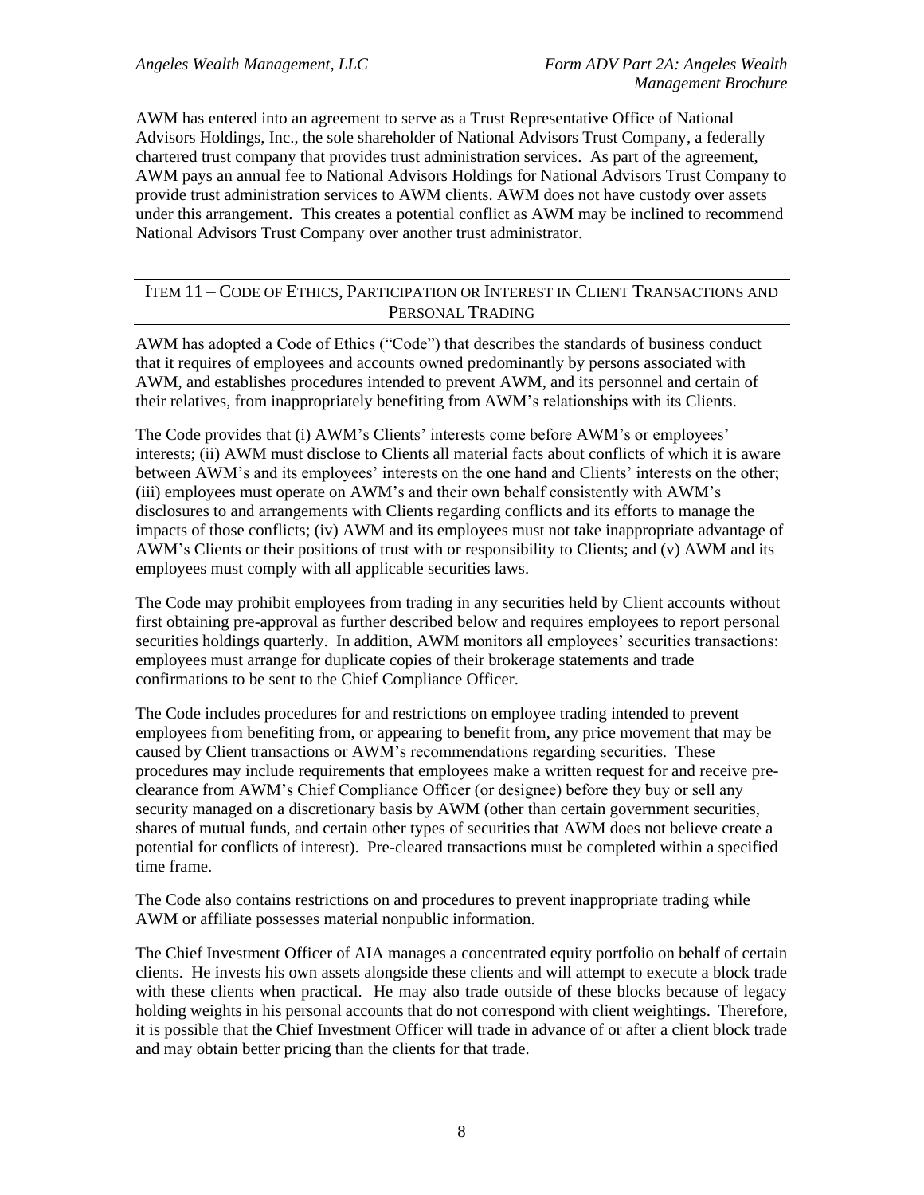AWM has entered into an agreement to serve as a Trust Representative Office of National Advisors Holdings, Inc., the sole shareholder of National Advisors Trust Company, a federally chartered trust company that provides trust administration services. As part of the agreement, AWM pays an annual fee to National Advisors Holdings for National Advisors Trust Company to provide trust administration services to AWM clients. AWM does not have custody over assets under this arrangement. This creates a potential conflict as AWM may be inclined to recommend National Advisors Trust Company over another trust administrator.

## ITEM 11 – CODE OF ETHICS, PARTICIPATION OR INTEREST IN CLIENT TRANSACTIONS AND PERSONAL TRADING

AWM has adopted a Code of Ethics ("Code") that describes the standards of business conduct that it requires of employees and accounts owned predominantly by persons associated with AWM, and establishes procedures intended to prevent AWM, and its personnel and certain of their relatives, from inappropriately benefiting from AWM's relationships with its Clients.

The Code provides that (i) AWM's Clients' interests come before AWM's or employees' interests; (ii) AWM must disclose to Clients all material facts about conflicts of which it is aware between AWM's and its employees' interests on the one hand and Clients' interests on the other; (iii) employees must operate on AWM's and their own behalf consistently with AWM's disclosures to and arrangements with Clients regarding conflicts and its efforts to manage the impacts of those conflicts; (iv) AWM and its employees must not take inappropriate advantage of AWM's Clients or their positions of trust with or responsibility to Clients; and (v) AWM and its employees must comply with all applicable securities laws.

The Code may prohibit employees from trading in any securities held by Client accounts without first obtaining pre-approval as further described below and requires employees to report personal securities holdings quarterly. In addition, AWM monitors all employees' securities transactions: employees must arrange for duplicate copies of their brokerage statements and trade confirmations to be sent to the Chief Compliance Officer.

The Code includes procedures for and restrictions on employee trading intended to prevent employees from benefiting from, or appearing to benefit from, any price movement that may be caused by Client transactions or AWM's recommendations regarding securities. These procedures may include requirements that employees make a written request for and receive pre-clearance from AWM's Chief Compliance Officer (or designee) before they buy or sell any security managed on a discretionary basis by AWM (other than certain government securities, shares of mutual funds, and certain other types of securities that AWM does not believe create a potential for conflicts of interest). Pre-cleared transactions must be completed within a specified time frame.

The Code also contains restrictions on and procedures to prevent inappropriate trading while AWM or affiliate possesses material nonpublic information.

The Chief Investment Officer of AIA manages a concentrated equity portfolio on behalf of certain clients. He invests his own assets alongside these clients and will attempt to execute a block trade with these clients when practical. He may also trade outside of these blocks because of legacy holding weights in his personal accounts that do not correspond with client weightings. Therefore, it is possible that the Chief Investment Officer will trade in advance of or after a client block trade and may obtain better pricing than the clients for that trade.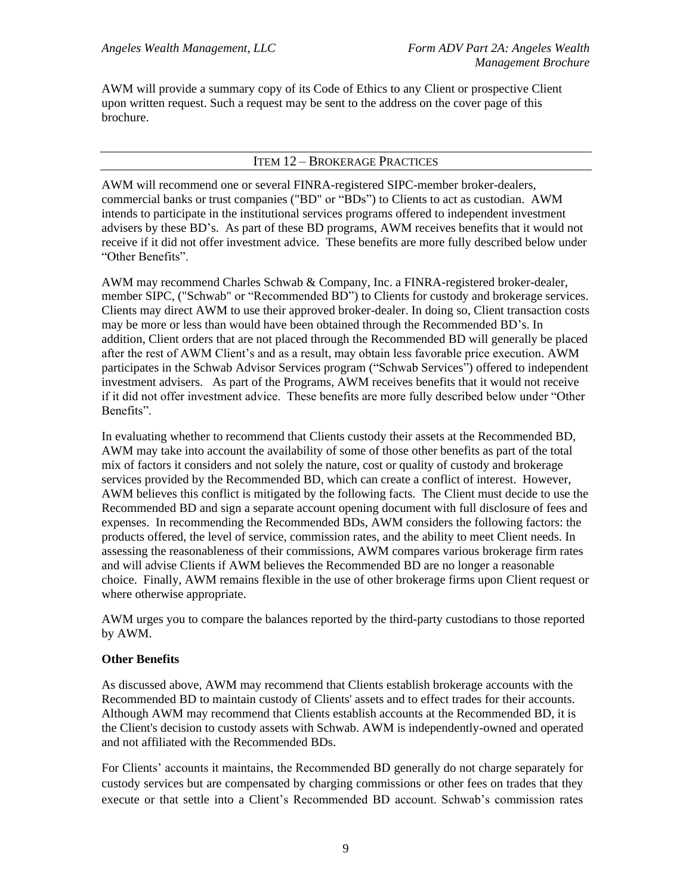AWM will provide a summary copy of its Code of Ethics to any Client or prospective Client upon written request. Such a request may be sent to the address on the cover page of this brochure.

## ITEM 12 – BROKERAGE PRACTICES

AWM will recommend one or several FINRA-registered SIPC-member broker-dealers, commercial banks or trust companies ("BD" or "BDs") to Clients to act as custodian. AWM intends to participate in the institutional services programs offered to independent investment advisers by these BD's. As part of these BD programs, AWM receives benefits that it would not receive if it did not offer investment advice. These benefits are more fully described below under "Other Benefits".

AWM may recommend Charles Schwab & Company, Inc. a FINRA-registered broker-dealer, member SIPC, ("Schwab" or "Recommended BD") to Clients for custody and brokerage services. Clients may direct AWM to use their approved broker-dealer. In doing so, Client transaction costs may be more or less than would have been obtained through the Recommended BD's. In addition, Client orders that are not placed through the Recommended BD will generally be placed after the rest of AWM Client's and as a result, may obtain less favorable price execution. AWM participates in the Schwab Advisor Services program ("Schwab Services") offered to independent investment advisers. As part of the Programs, AWM receives benefits that it would not receive if it did not offer investment advice. These benefits are more fully described below under "Other Benefits".

In evaluating whether to recommend that Clients custody their assets at the Recommended BD, AWM may take into account the availability of some of those other benefits as part of the total mix of factors it considers and not solely the nature, cost or quality of custody and brokerage services provided by the Recommended BD, which can create a conflict of interest. However, AWM believes this conflict is mitigated by the following facts. The Client must decide to use the Recommended BD and sign a separate account opening document with full disclosure of fees and expenses. In recommending the Recommended BDs, AWM considers the following factors: the products offered, the level of service, commission rates, and the ability to meet Client needs. In assessing the reasonableness of their commissions, AWM compares various brokerage firm rates and will advise Clients if AWM believes the Recommended BD are no longer a reasonable choice. Finally, AWM remains flexible in the use of other brokerage firms upon Client request or where otherwise appropriate.

AWM urges you to compare the balances reported by the third-party custodians to those reported by AWM.

**Other Benefits**

As discussed above, AWM may recommend that Clients establish brokerage accounts with the Recommended BD to maintain custody of Clients' assets and to effect trades for their accounts. Although AWM may recommend that Clients establish accounts at the Recommended BD, it is the Client's decision to custody assets with Schwab. AWM is independently-owned and operated and not affiliated with the Recommended BDs.

For Clients' accounts it maintains, the Recommended BD generally do not charge separately for custody services but are compensated by charging commissions or other fees on trades that they execute or that settle into a Client's Recommended BD account. Schwab's commission rates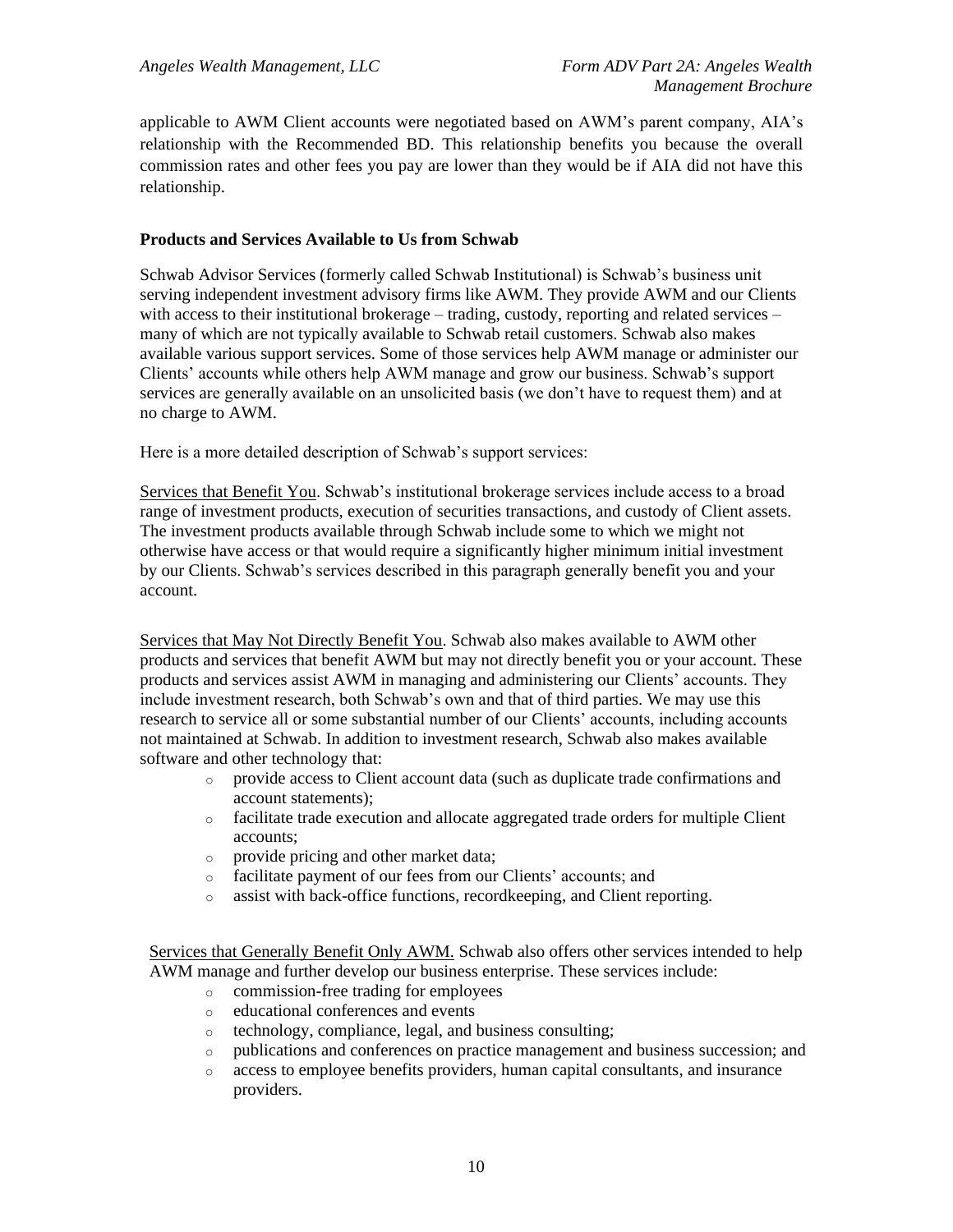applicable to AWM Client accounts were negotiated based on AWM's parent company, AIA's relationship with the Recommended BD. This relationship benefits you because the overall commission rates and other fees you pay are lower than they would be if AIA did not have this relationship.

**Products and Services Available to Us from Schwab**

Schwab Advisor Services (formerly called Schwab Institutional) is Schwab's business unit serving independent investment advisory firms like AWM. They provide AWM and our Clients with access to their institutional brokerage – trading, custody, reporting and related services – many of which are not typically available to Schwab retail customers. Schwab also makes available various support services. Some of those services help AWM manage or administer our Clients' accounts while others help AWM manage and grow our business. Schwab's support services are generally available on an unsolicited basis (we don't have to request them) and at no charge to AWM.

Here is a more detailed description of Schwab's support services:

Services that Benefit You. Schwab's institutional brokerage services include access to a broad range of investment products, execution of securities transactions, and custody of Client assets. The investment products available through Schwab include some to which we might not otherwise have access or that would require a significantly higher minimum initial investment by our Clients. Schwab's services described in this paragraph generally benefit you and your account.

Services that May Not Directly Benefit You. Schwab also makes available to AWM other products and services that benefit AWM but may not directly benefit you or your account. These products and services assist AWM in managing and administering our Clients' accounts. They include investment research, both Schwab's own and that of third parties. We may use this research to service all or some substantial number of our Clients' accounts, including accounts not maintained at Schwab. In addition to investment research, Schwab also makes available software and other technology that:

- provide access to Client account data (such as duplicate trade confirmations and account statements);
- facilitate trade execution and allocate aggregated trade orders for multiple Client accounts;
- provide pricing and other market data;
- facilitate payment of our fees from our Clients' accounts; and
- assist with back-office functions, recordkeeping, and Client reporting.

Services that Generally Benefit Only AWM. Schwab also offers other services intended to help AWM manage and further develop our business enterprise. These services include:

- commission-free trading for employees
- educational conferences and events
- technology, compliance, legal, and business consulting;
- publications and conferences on practice management and business succession; and
- access to employee benefits providers, human capital consultants, and insurance providers.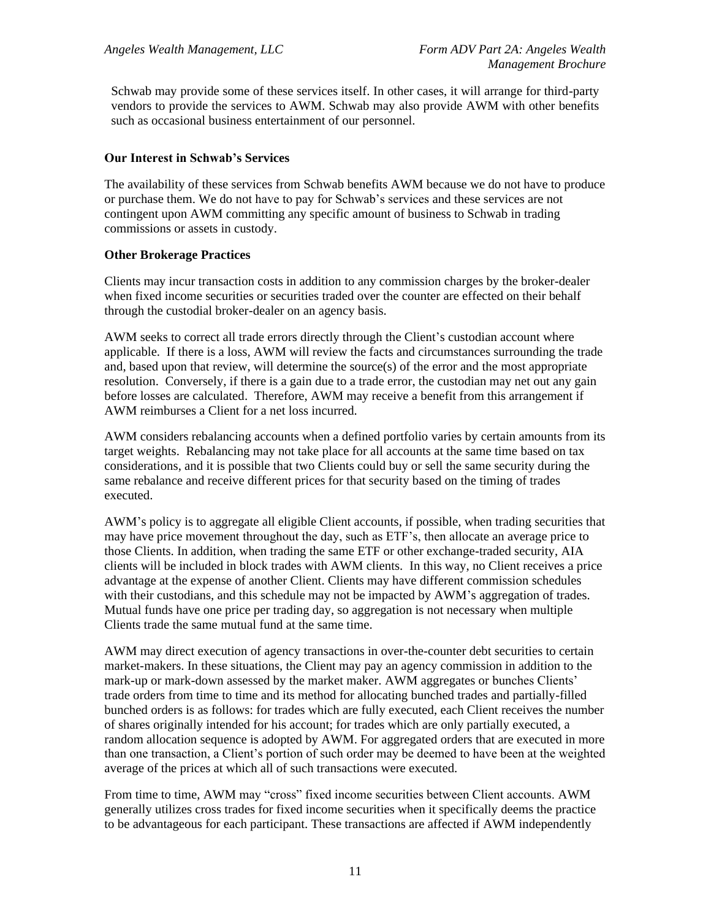Schwab may provide some of these services itself. In other cases, it will arrange for third-party vendors to provide the services to AWM. Schwab may also provide AWM with other benefits such as occasional business entertainment of our personnel.

**Our Interest in Schwab's Services**

The availability of these services from Schwab benefits AWM because we do not have to produce or purchase them. We do not have to pay for Schwab's services and these services are not contingent upon AWM committing any specific amount of business to Schwab in trading commissions or assets in custody.

**Other Brokerage Practices**

Clients may incur transaction costs in addition to any commission charges by the broker-dealer when fixed income securities or securities traded over the counter are effected on their behalf through the custodial broker-dealer on an agency basis.

AWM seeks to correct all trade errors directly through the Client's custodian account where applicable. If there is a loss, AWM will review the facts and circumstances surrounding the trade and, based upon that review, will determine the source(s) of the error and the most appropriate resolution. Conversely, if there is a gain due to a trade error, the custodian may net out any gain before losses are calculated. Therefore, AWM may receive a benefit from this arrangement if AWM reimburses a Client for a net loss incurred.

AWM considers rebalancing accounts when a defined portfolio varies by certain amounts from its target weights. Rebalancing may not take place for all accounts at the same time based on tax considerations, and it is possible that two Clients could buy or sell the same security during the same rebalance and receive different prices for that security based on the timing of trades executed.

AWM's policy is to aggregate all eligible Client accounts, if possible, when trading securities that may have price movement throughout the day, such as ETF's, then allocate an average price to those Clients. In addition, when trading the same ETF or other exchange-traded security, AIA clients will be included in block trades with AWM clients. In this way, no Client receives a price advantage at the expense of another Client. Clients may have different commission schedules with their custodians, and this schedule may not be impacted by AWM's aggregation of trades. Mutual funds have one price per trading day, so aggregation is not necessary when multiple Clients trade the same mutual fund at the same time.

AWM may direct execution of agency transactions in over-the-counter debt securities to certain market-makers. In these situations, the Client may pay an agency commission in addition to the mark-up or mark-down assessed by the market maker. AWM aggregates or bunches Clients' trade orders from time to time and its method for allocating bunched trades and partially-filled bunched orders is as follows: for trades which are fully executed, each Client receives the number of shares originally intended for his account; for trades which are only partially executed, a random allocation sequence is adopted by AWM. For aggregated orders that are executed in more than one transaction, a Client's portion of such order may be deemed to have been at the weighted average of the prices at which all of such transactions were executed.

From time to time, AWM may "cross" fixed income securities between Client accounts. AWM generally utilizes cross trades for fixed income securities when it specifically deems the practice to be advantageous for each participant. These transactions are affected if AWM independently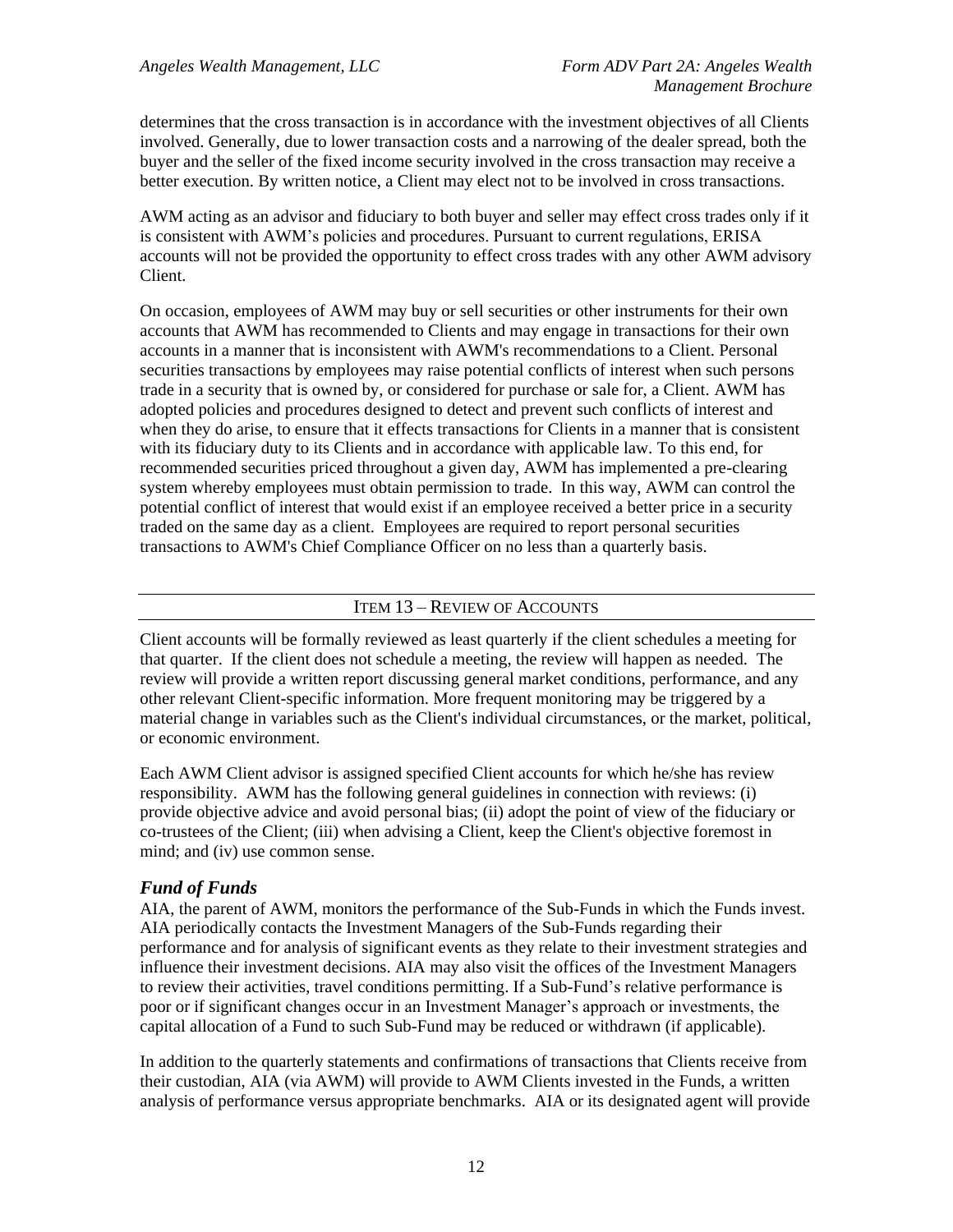determines that the cross transaction is in accordance with the investment objectives of all Clients involved. Generally, due to lower transaction costs and a narrowing of the dealer spread, both the buyer and the seller of the fixed income security involved in the cross transaction may receive a better execution. By written notice, a Client may elect not to be involved in cross transactions.

AWM acting as an advisor and fiduciary to both buyer and seller may effect cross trades only if it is consistent with AWM's policies and procedures. Pursuant to current regulations, ERISA accounts will not be provided the opportunity to effect cross trades with any other AWM advisory Client.

On occasion, employees of AWM may buy or sell securities or other instruments for their own accounts that AWM has recommended to Clients and may engage in transactions for their own accounts in a manner that is inconsistent with AWM's recommendations to a Client. Personal securities transactions by employees may raise potential conflicts of interest when such persons trade in a security that is owned by, or considered for purchase or sale for, a Client. AWM has adopted policies and procedures designed to detect and prevent such conflicts of interest and when they do arise, to ensure that it effects transactions for Clients in a manner that is consistent with its fiduciary duty to its Clients and in accordance with applicable law. To this end, for recommended securities priced throughout a given day, AWM has implemented a pre-clearing system whereby employees must obtain permission to trade. In this way, AWM can control the potential conflict of interest that would exist if an employee received a better price in a security traded on the same day as a client. Employees are required to report personal securities transactions to AWM's Chief Compliance Officer on no less than a quarterly basis.

## ITEM 13 – REVIEW OF ACCOUNTS

Client accounts will be formally reviewed as least quarterly if the client schedules a meeting for that quarter. If the client does not schedule a meeting, the review will happen as needed. The review will provide a written report discussing general market conditions, performance, and any other relevant Client-specific information. More frequent monitoring may be triggered by a material change in variables such as the Client's individual circumstances, or the market, political, or economic environment.

Each AWM Client advisor is assigned specified Client accounts for which he/she has review responsibility. AWM has the following general guidelines in connection with reviews: (i) provide objective advice and avoid personal bias; (ii) adopt the point of view of the fiduciary or co-trustees of the Client; (iii) when advising a Client, keep the Client's objective foremost in mind; and (iv) use common sense.

### *Fund of Funds*

AIA, the parent of AWM, monitors the performance of the Sub-Funds in which the Funds invest. AIA periodically contacts the Investment Managers of the Sub-Funds regarding their performance and for analysis of significant events as they relate to their investment strategies and influence their investment decisions. AIA may also visit the offices of the Investment Managers to review their activities, travel conditions permitting. If a Sub-Fund's relative performance is poor or if significant changes occur in an Investment Manager's approach or investments, the capital allocation of a Fund to such Sub-Fund may be reduced or withdrawn (if applicable).

In addition to the quarterly statements and confirmations of transactions that Clients receive from their custodian, AIA (via AWM) will provide to AWM Clients invested in the Funds, a written analysis of performance versus appropriate benchmarks. AIA or its designated agent will provide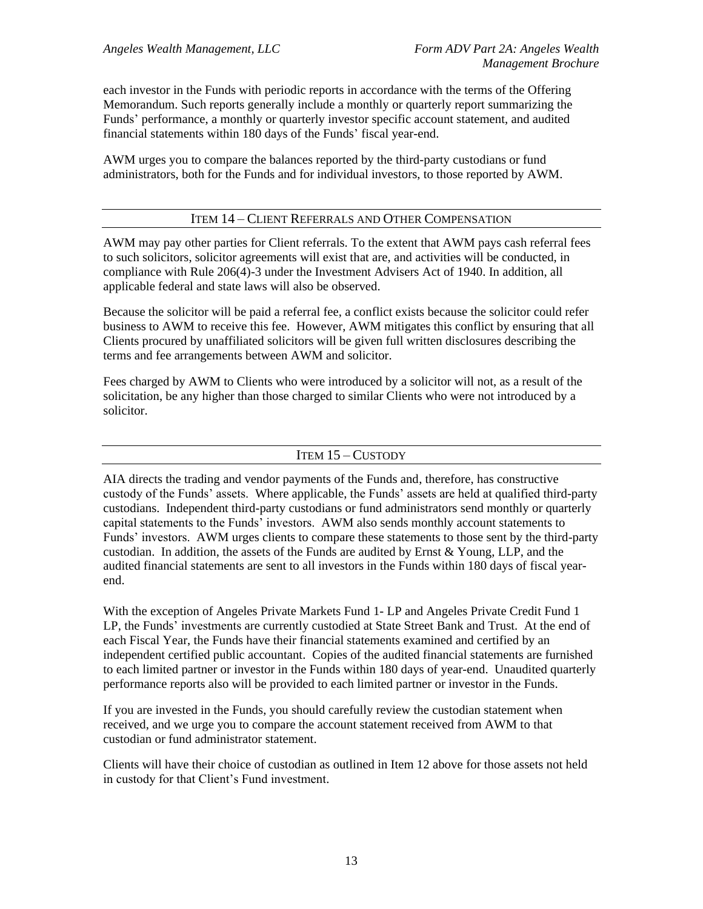each investor in the Funds with periodic reports in accordance with the terms of the Offering Memorandum. Such reports generally include a monthly or quarterly report summarizing the Funds' performance, a monthly or quarterly investor specific account statement, and audited financial statements within 180 days of the Funds' fiscal year-end.

AWM urges you to compare the balances reported by the third-party custodians or fund administrators, both for the Funds and for individual investors, to those reported by AWM.

## ITEM 14 – CLIENT REFERRALS AND OTHER COMPENSATION

AWM may pay other parties for Client referrals. To the extent that AWM pays cash referral fees to such solicitors, solicitor agreements will exist that are, and activities will be conducted, in compliance with Rule 206(4)-3 under the Investment Advisers Act of 1940. In addition, all applicable federal and state laws will also be observed.

Because the solicitor will be paid a referral fee, a conflict exists because the solicitor could refer business to AWM to receive this fee. However, AWM mitigates this conflict by ensuring that all Clients procured by unaffiliated solicitors will be given full written disclosures describing the terms and fee arrangements between AWM and solicitor.

Fees charged by AWM to Clients who were introduced by a solicitor will not, as a result of the solicitation, be any higher than those charged to similar Clients who were not introduced by a solicitor.

## ITEM 15 – CUSTODY

AIA directs the trading and vendor payments of the Funds and, therefore, has constructive custody of the Funds' assets. Where applicable, the Funds' assets are held at qualified third-party custodians. Independent third-party custodians or fund administrators send monthly or quarterly capital statements to the Funds' investors. AWM also sends monthly account statements to Funds' investors. AWM urges clients to compare these statements to those sent by the third-party custodian. In addition, the assets of the Funds are audited by Ernst & Young, LLP, and the audited financial statements are sent to all investors in the Funds within 180 days of fiscal year-end.

With the exception of Angeles Private Markets Fund 1- LP and Angeles Private Credit Fund 1 LP, the Funds' investments are currently custodied at State Street Bank and Trust. At the end of each Fiscal Year, the Funds have their financial statements examined and certified by an independent certified public accountant. Copies of the audited financial statements are furnished to each limited partner or investor in the Funds within 180 days of year-end. Unaudited quarterly performance reports also will be provided to each limited partner or investor in the Funds.

If you are invested in the Funds, you should carefully review the custodian statement when received, and we urge you to compare the account statement received from AWM to that custodian or fund administrator statement.

Clients will have their choice of custodian as outlined in Item 12 above for those assets not held in custody for that Client's Fund investment.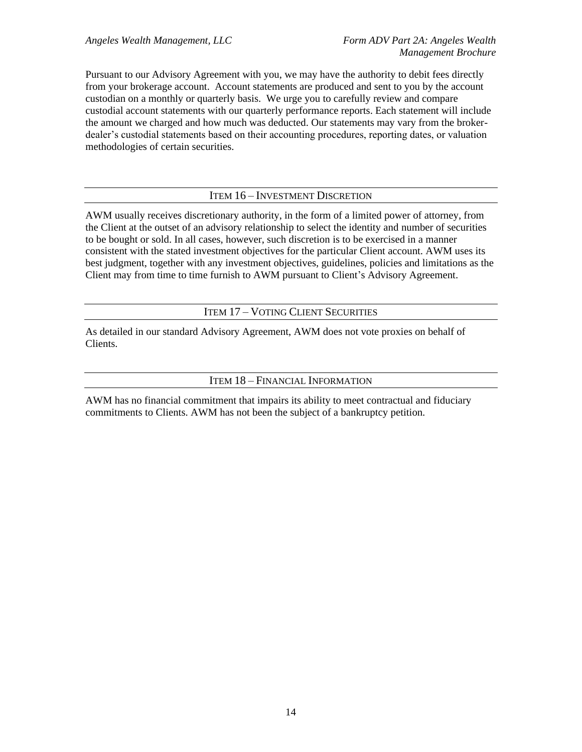Pursuant to our Advisory Agreement with you, we may have the authority to debit fees directly from your brokerage account. Account statements are produced and sent to you by the account custodian on a monthly or quarterly basis. We urge you to carefully review and compare custodial account statements with our quarterly performance reports. Each statement will include the amount we charged and how much was deducted. Our statements may vary from the broker-dealer's custodial statements based on their accounting procedures, reporting dates, or valuation methodologies of certain securities.

## ITEM 16 – INVESTMENT DISCRETION

AWM usually receives discretionary authority, in the form of a limited power of attorney, from the Client at the outset of an advisory relationship to select the identity and number of securities to be bought or sold. In all cases, however, such discretion is to be exercised in a manner consistent with the stated investment objectives for the particular Client account. AWM uses its best judgment, together with any investment objectives, guidelines, policies and limitations as the Client may from time to time furnish to AWM pursuant to Client's Advisory Agreement.

## ITEM 17 – VOTING CLIENT SECURITIES

As detailed in our standard Advisory Agreement, AWM does not vote proxies on behalf of Clients.

## ITEM 18 – FINANCIAL INFORMATION

AWM has no financial commitment that impairs its ability to meet contractual and fiduciary commitments to Clients. AWM has not been the subject of a bankruptcy petition.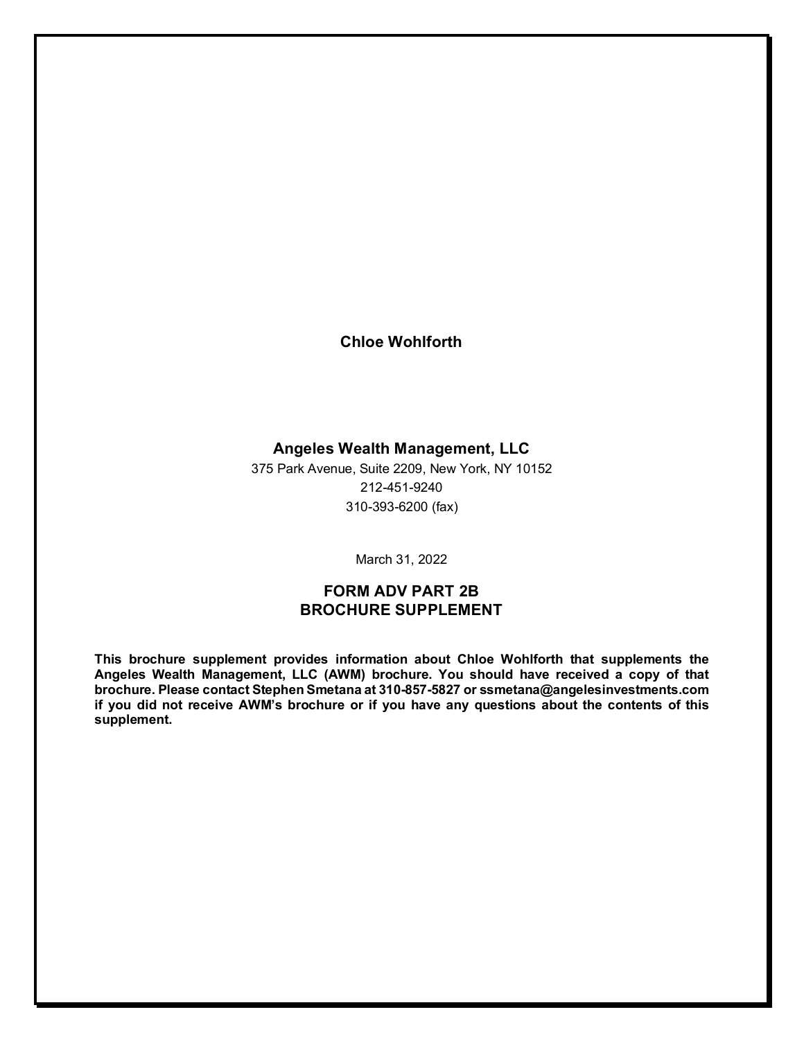**Chloe Wohlforth**

**Angeles Wealth Management, LLC**

375 Park Avenue, Suite 2209, New York, NY 10152

212-451-9240

310-393-6200 (fax)

March 31, 2022

## FORM ADV PART 2B
## BROCHURE SUPPLEMENT

**This brochure supplement provides information about Chloe Wohlforth that supplements the Angeles Wealth Management, LLC (AWM) brochure. You should have received a copy of that brochure. Please contact Stephen Smetana at 310-857-5827 or ssmetana@angelesinvestments.com if you did not receive AWM's brochure or if you have any questions about the contents of this supplement.**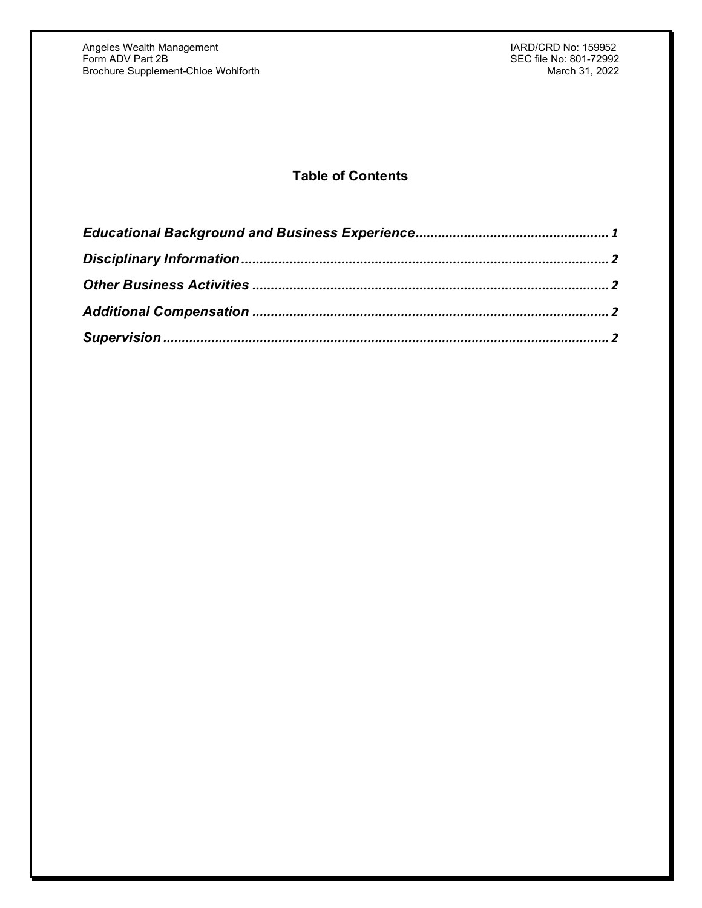## Table of Contents

*Educational Background and Business Experience* ...................................................... 1

*Disciplinary Information* ...................................................................................................... 2

*Other Business Activities* .................................................................................................... 2

*Additional Compensation* .................................................................................................. 2

*Supervision* ........................................................................................................................... 2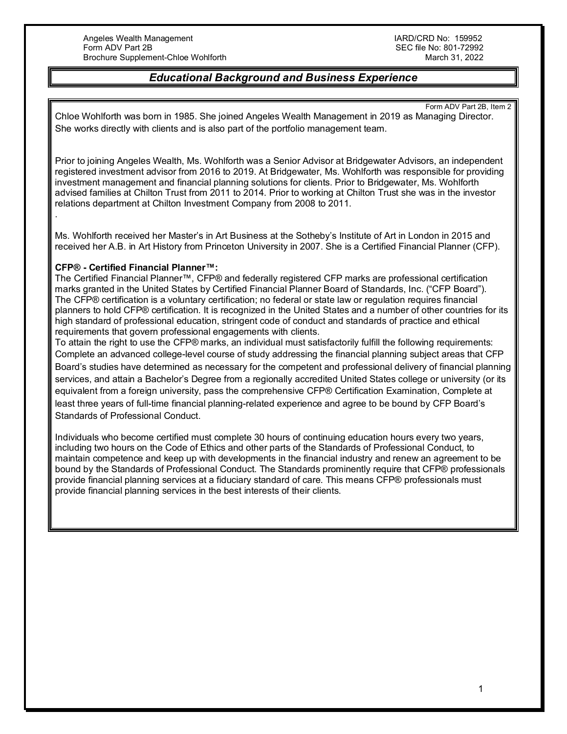## *Educational Background and Business Experience*

Form ADV Part 2B, Item 2

Chloe Wohlforth was born in 1985. She joined Angeles Wealth Management in 2019 as Managing Director. She works directly with clients and is also part of the portfolio management team.

Prior to joining Angeles Wealth, Ms. Wohlforth was a Senior Advisor at Bridgewater Advisors, an independent registered investment advisor from 2016 to 2019. At Bridgewater, Ms. Wohlforth was responsible for providing investment management and financial planning solutions for clients. Prior to Bridgewater, Ms. Wohlforth advised families at Chilton Trust from 2011 to 2014. Prior to working at Chilton Trust she was in the investor relations department at Chilton Investment Company from 2008 to 2011.

.

Ms. Wohlforth received her Master's in Art Business at the Sotheby's Institute of Art in London in 2015 and received her A.B. in Art History from Princeton University in 2007. She is a Certified Financial Planner (CFP).

**CFP® - Certified Financial Planner™:**

The Certified Financial Planner™, CFP® and federally registered CFP marks are professional certification marks granted in the United States by Certified Financial Planner Board of Standards, Inc. ("CFP Board"). The CFP® certification is a voluntary certification; no federal or state law or regulation requires financial planners to hold CFP® certification. It is recognized in the United States and a number of other countries for its high standard of professional education, stringent code of conduct and standards of practice and ethical requirements that govern professional engagements with clients.

To attain the right to use the CFP® marks, an individual must satisfactorily fulfill the following requirements: Complete an advanced college-level course of study addressing the financial planning subject areas that CFP Board's studies have determined as necessary for the competent and professional delivery of financial planning services, and attain a Bachelor's Degree from a regionally accredited United States college or university (or its equivalent from a foreign university, pass the comprehensive CFP® Certification Examination, Complete at least three years of full-time financial planning-related experience and agree to be bound by CFP Board's Standards of Professional Conduct.

Individuals who become certified must complete 30 hours of continuing education hours every two years, including two hours on the Code of Ethics and other parts of the Standards of Professional Conduct, to maintain competence and keep up with developments in the financial industry and renew an agreement to be bound by the Standards of Professional Conduct. The Standards prominently require that CFP® professionals provide financial planning services at a fiduciary standard of care. This means CFP® professionals must provide financial planning services in the best interests of their clients.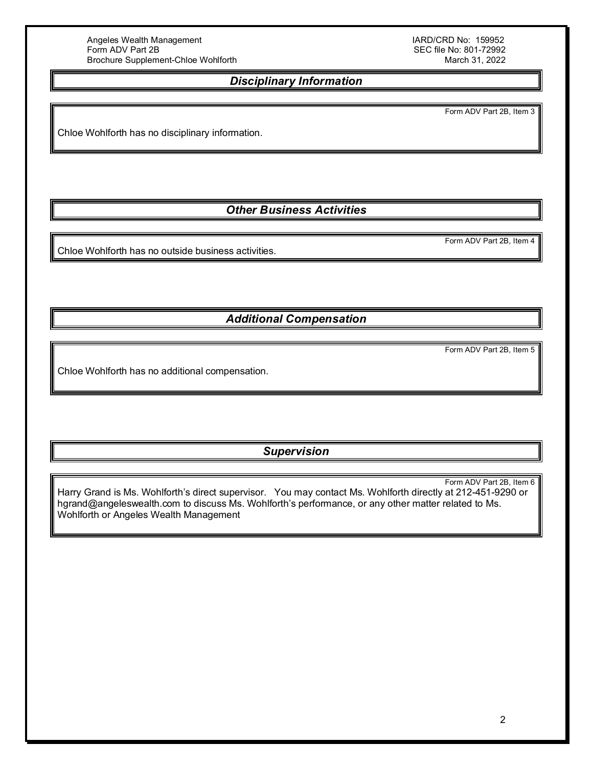## Disciplinary Information

Form ADV Part 2B, Item 3

Chloe Wohlforth has no disciplinary information.

## Other Business Activities

Form ADV Part 2B, Item 4

Chloe Wohlforth has no outside business activities.

## Additional Compensation

Form ADV Part 2B, Item 5

Chloe Wohlforth has no additional compensation.

## Supervision

Form ADV Part 2B, Item 6

Harry Grand is Ms. Wohlforth's direct supervisor. You may contact Ms. Wohlforth directly at 212-451-9290 or hgrand@angeleswealth.com to discuss Ms. Wohlforth's performance, or any other matter related to Ms. Wohlforth or Angeles Wealth Management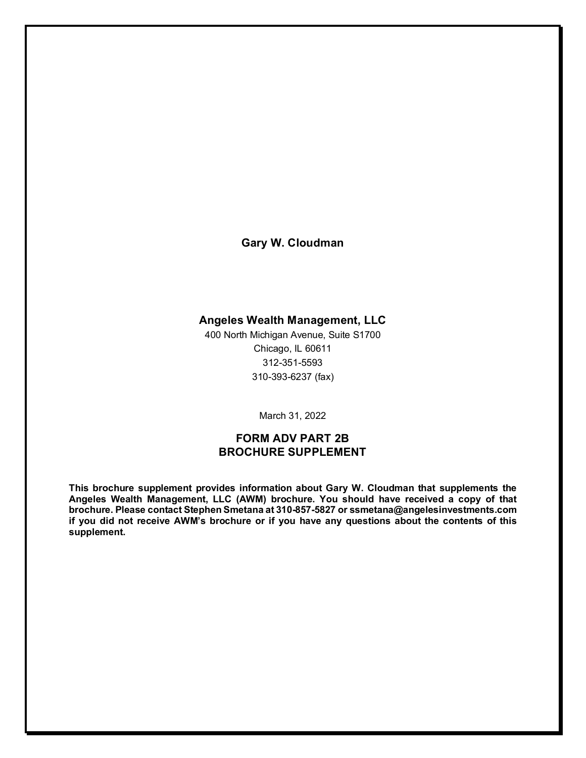**Gary W. Cloudman**

**Angeles Wealth Management, LLC**

400 North Michigan Avenue, Suite S1700
Chicago, IL 60611
312-351-5593
310-393-6237 (fax)

March 31, 2022

## FORM ADV PART 2B
## BROCHURE SUPPLEMENT

**This brochure supplement provides information about Gary W. Cloudman that supplements the Angeles Wealth Management, LLC (AWM) brochure. You should have received a copy of that brochure. Please contact Stephen Smetana at 310-857-5827 or ssmetana@angelesinvestments.com if you did not receive AWM's brochure or if you have any questions about the contents of this supplement.**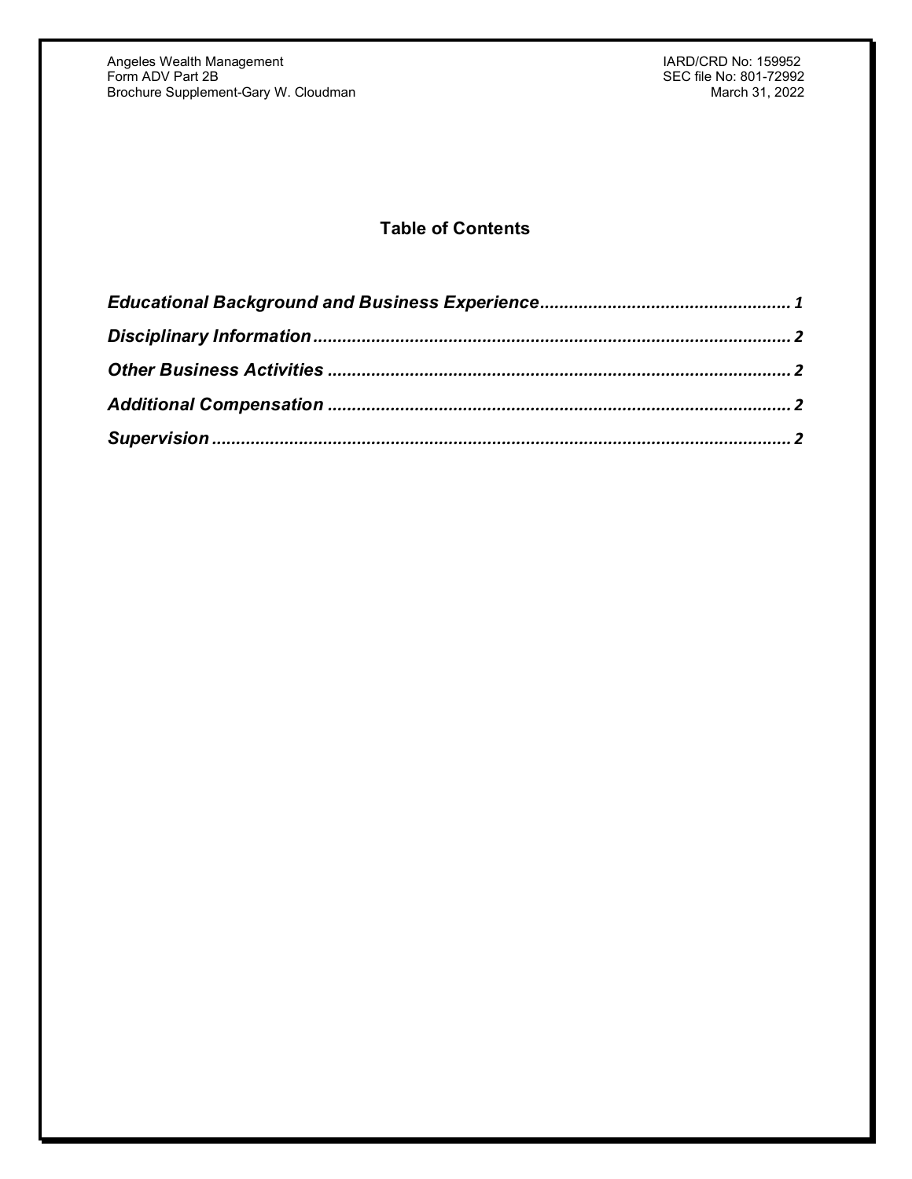## Table of Contents

| | |
|---|---|
| ***Educational Background and Business Experience*** | 1 |
| ***Disciplinary Information*** | 2 |
| ***Other Business Activities*** | 2 |
| ***Additional Compensation*** | 2 |
| ***Supervision*** | 2 |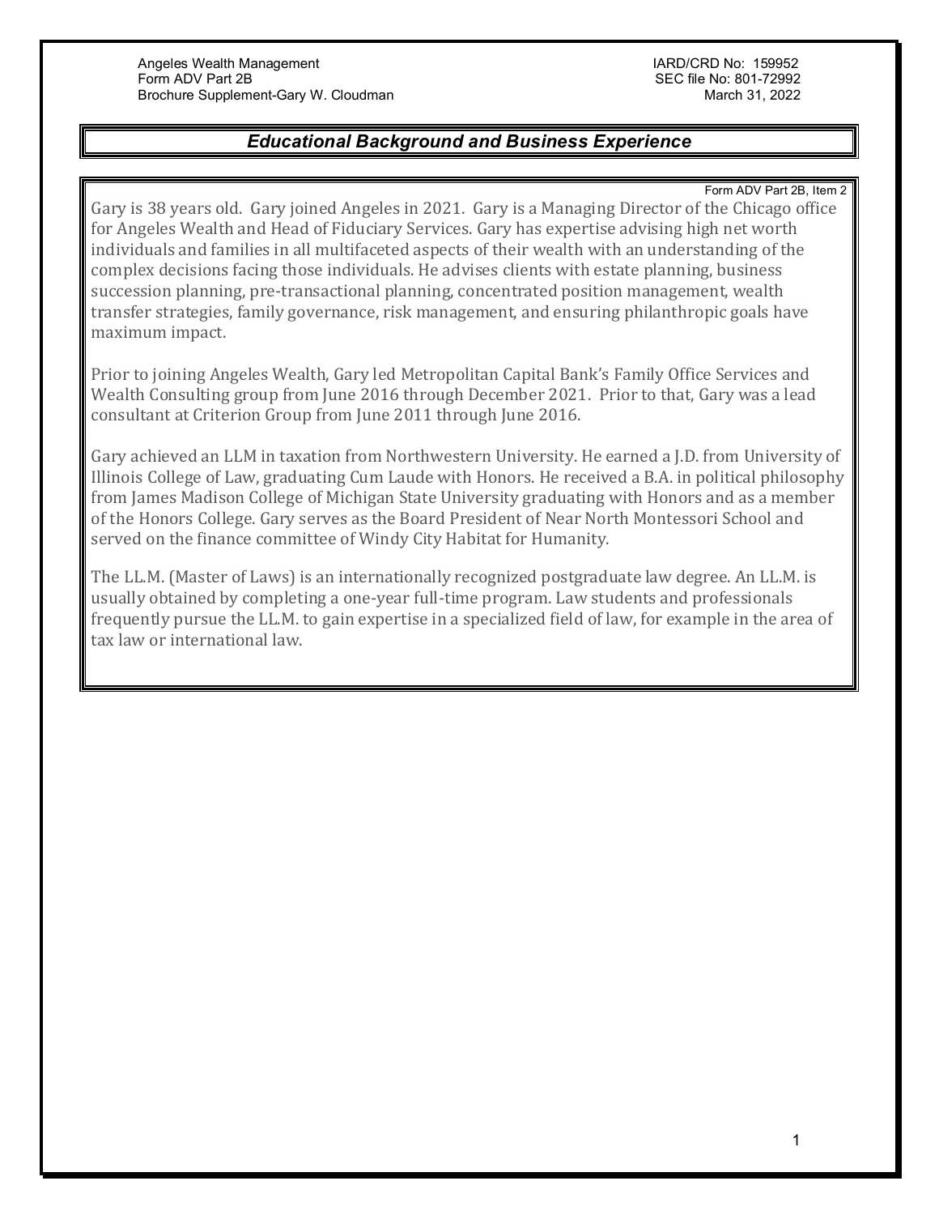## Educational Background and Business Experience

Form ADV Part 2B, Item 2

Gary is 38 years old. Gary joined Angeles in 2021. Gary is a Managing Director of the Chicago office for Angeles Wealth and Head of Fiduciary Services. Gary has expertise advising high net worth individuals and families in all multifaceted aspects of their wealth with an understanding of the complex decisions facing those individuals. He advises clients with estate planning, business succession planning, pre-transactional planning, concentrated position management, wealth transfer strategies, family governance, risk management, and ensuring philanthropic goals have maximum impact.

Prior to joining Angeles Wealth, Gary led Metropolitan Capital Bank's Family Office Services and Wealth Consulting group from June 2016 through December 2021. Prior to that, Gary was a lead consultant at Criterion Group from June 2011 through June 2016.

Gary achieved an LLM in taxation from Northwestern University. He earned a J.D. from University of Illinois College of Law, graduating Cum Laude with Honors. He received a B.A. in political philosophy from James Madison College of Michigan State University graduating with Honors and as a member of the Honors College. Gary serves as the Board President of Near North Montessori School and served on the finance committee of Windy City Habitat for Humanity.

The LL.M. (Master of Laws) is an internationally recognized postgraduate law degree. An LL.M. is usually obtained by completing a one-year full-time program. Law students and professionals frequently pursue the LL.M. to gain expertise in a specialized field of law, for example in the area of tax law or international law.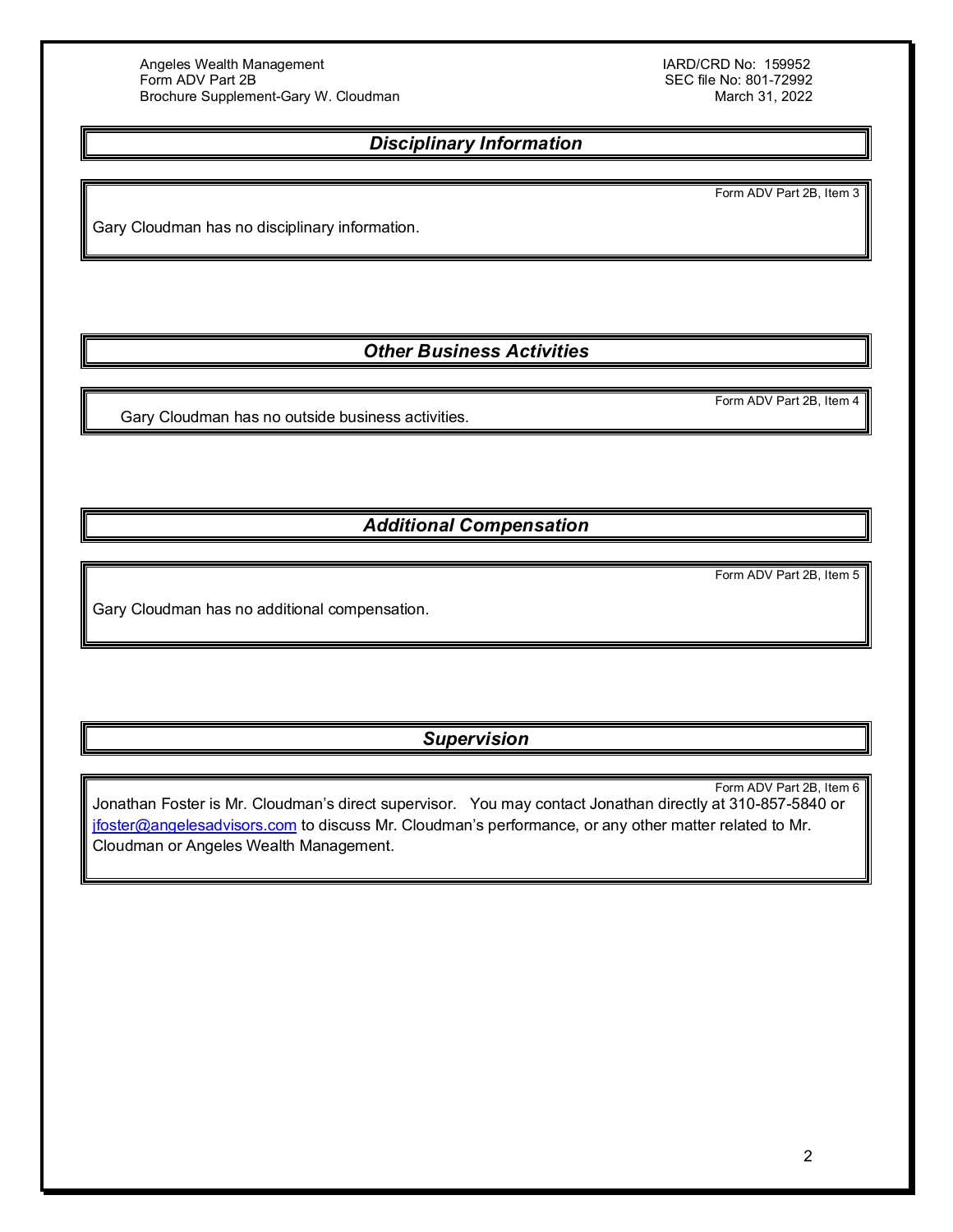## Disciplinary Information

Form ADV Part 2B, Item 3

Gary Cloudman has no disciplinary information.

## Other Business Activities

Form ADV Part 2B, Item 4

Gary Cloudman has no outside business activities.

## Additional Compensation

Form ADV Part 2B, Item 5

Gary Cloudman has no additional compensation.

## Supervision

Form ADV Part 2B, Item 6

Jonathan Foster is Mr. Cloudman's direct supervisor. You may contact Jonathan directly at 310-857-5840 or jfoster@angelesadvisors.com to discuss Mr. Cloudman's performance, or any other matter related to Mr. Cloudman or Angeles Wealth Management.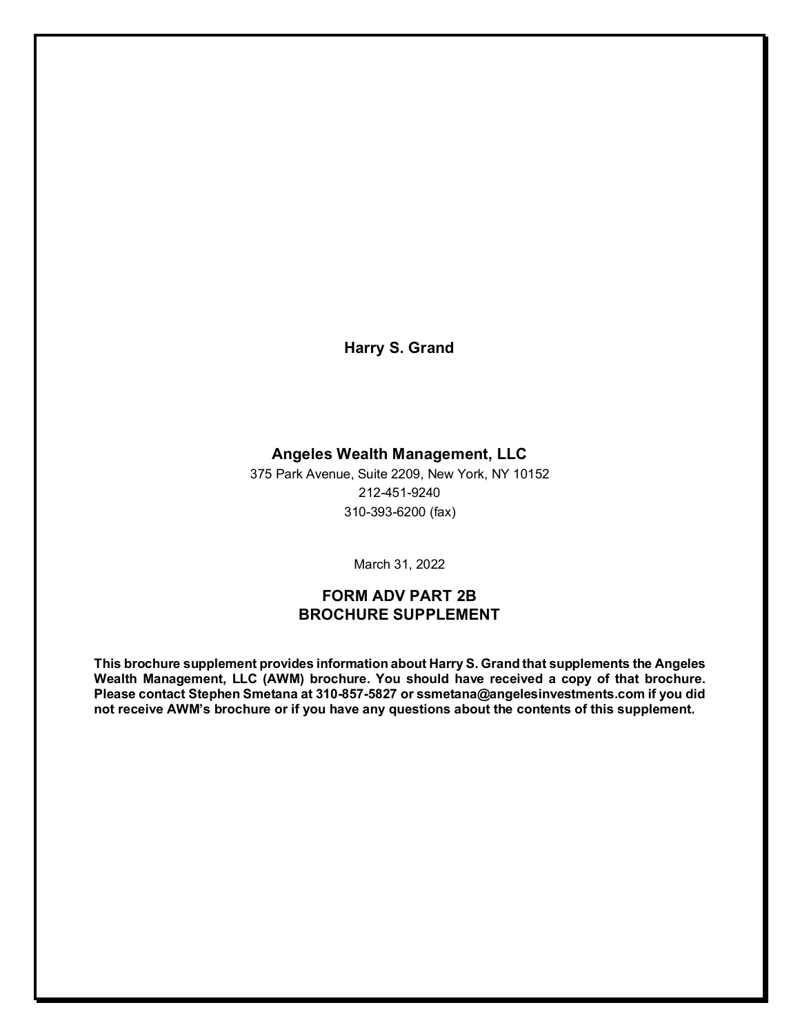**Harry S. Grand**

**Angeles Wealth Management, LLC**

375 Park Avenue, Suite 2209, New York, NY 10152

212-451-9240

310-393-6200 (fax)

March 31, 2022

**FORM ADV PART 2B**
**BROCHURE SUPPLEMENT**

**This brochure supplement provides information about Harry S. Grand that supplements the Angeles Wealth Management, LLC (AWM) brochure. You should have received a copy of that brochure. Please contact Stephen Smetana at 310-857-5827 or ssmetana@angelesinvestments.com if you did not receive AWM's brochure or if you have any questions about the contents of this supplement.**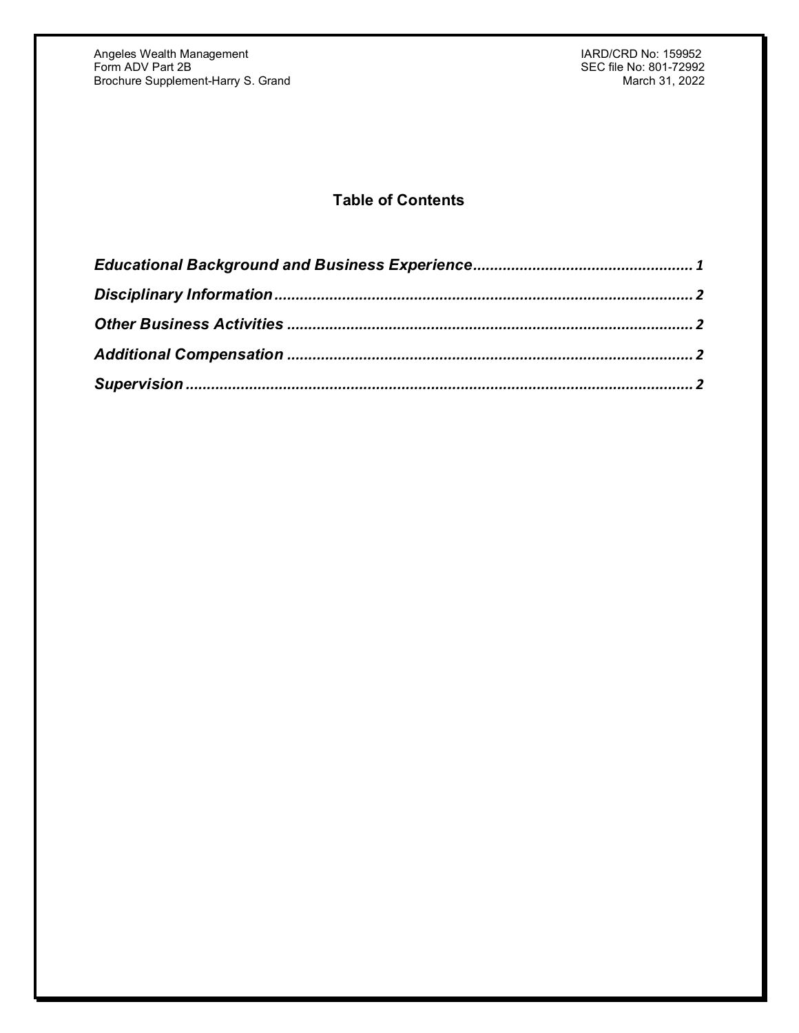## Table of Contents

*Educational Background and Business Experience* .................................................. 1

*Disciplinary Information* .................................................................................. 2

*Other Business Activities* ................................................................................ 2

*Additional Compensation* ................................................................................ 2

*Supervision* ..................................................................................................... 2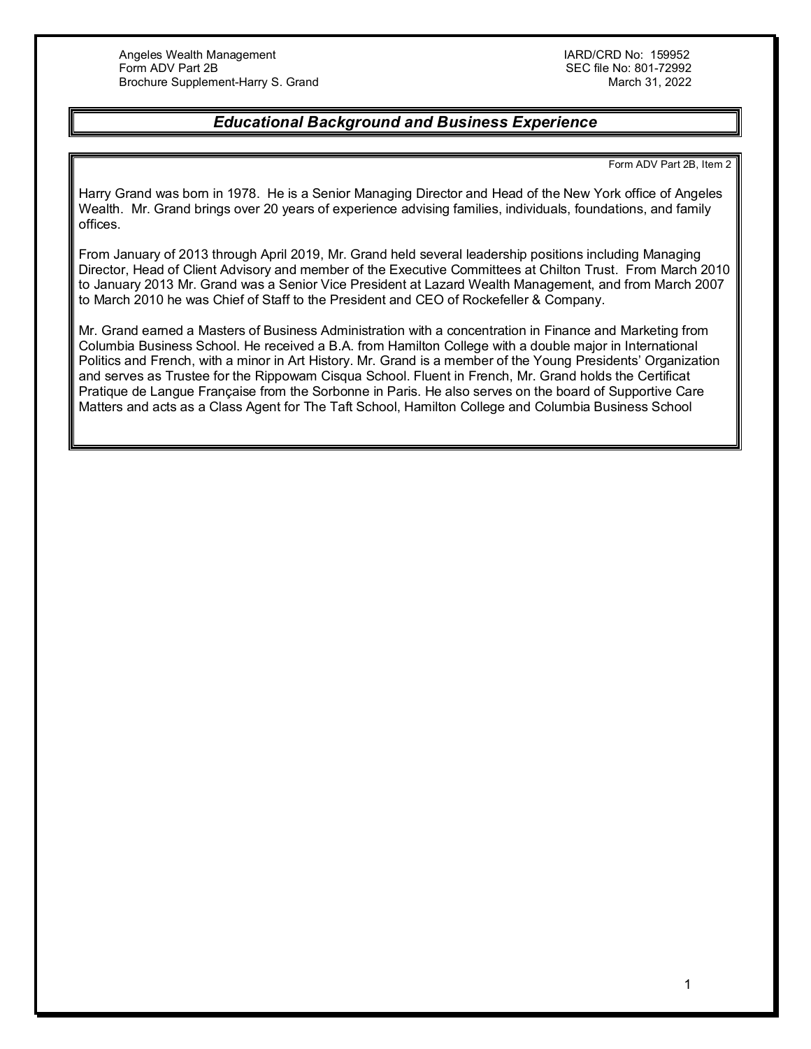## *Educational Background and Business Experience*

Form ADV Part 2B, Item 2

Harry Grand was born in 1978. He is a Senior Managing Director and Head of the New York office of Angeles Wealth. Mr. Grand brings over 20 years of experience advising families, individuals, foundations, and family offices.

From January of 2013 through April 2019, Mr. Grand held several leadership positions including Managing Director, Head of Client Advisory and member of the Executive Committees at Chilton Trust. From March 2010 to January 2013 Mr. Grand was a Senior Vice President at Lazard Wealth Management, and from March 2007 to March 2010 he was Chief of Staff to the President and CEO of Rockefeller & Company.

Mr. Grand earned a Masters of Business Administration with a concentration in Finance and Marketing from Columbia Business School. He received a B.A. from Hamilton College with a double major in International Politics and French, with a minor in Art History. Mr. Grand is a member of the Young Presidents' Organization and serves as Trustee for the Rippowam Cisqua School. Fluent in French, Mr. Grand holds the Certificat Pratique de Langue Française from the Sorbonne in Paris. He also serves on the board of Supportive Care Matters and acts as a Class Agent for The Taft School, Hamilton College and Columbia Business School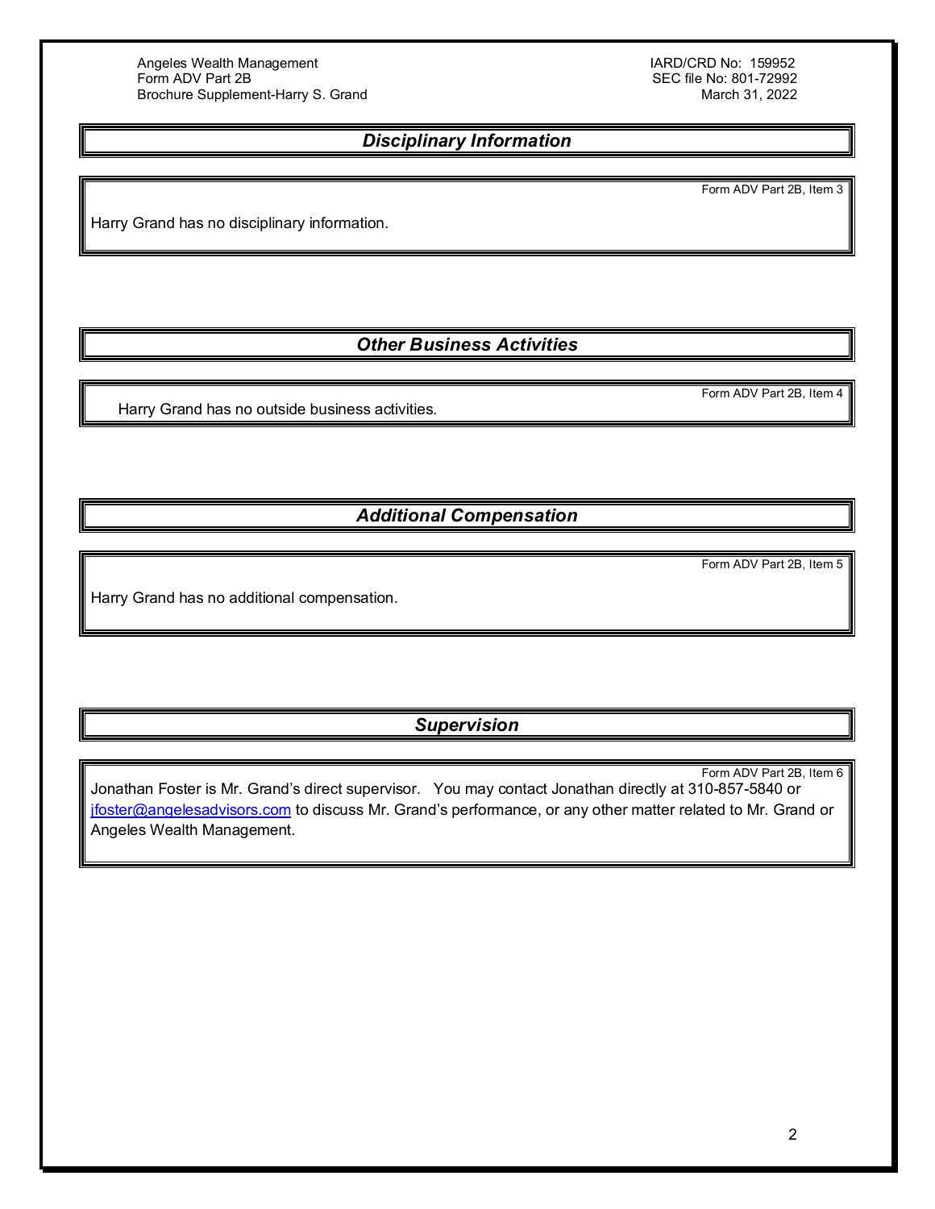## Disciplinary Information

Form ADV Part 2B, Item 3

Harry Grand has no disciplinary information.

## Other Business Activities

Form ADV Part 2B, Item 4

Harry Grand has no outside business activities.

## Additional Compensation

Form ADV Part 2B, Item 5

Harry Grand has no additional compensation.

## Supervision

Form ADV Part 2B, Item 6

Jonathan Foster is Mr. Grand's direct supervisor. You may contact Jonathan directly at 310-857-5840 or jfoster@angelesadvisors.com to discuss Mr. Grand's performance, or any other matter related to Mr. Grand or Angeles Wealth Management.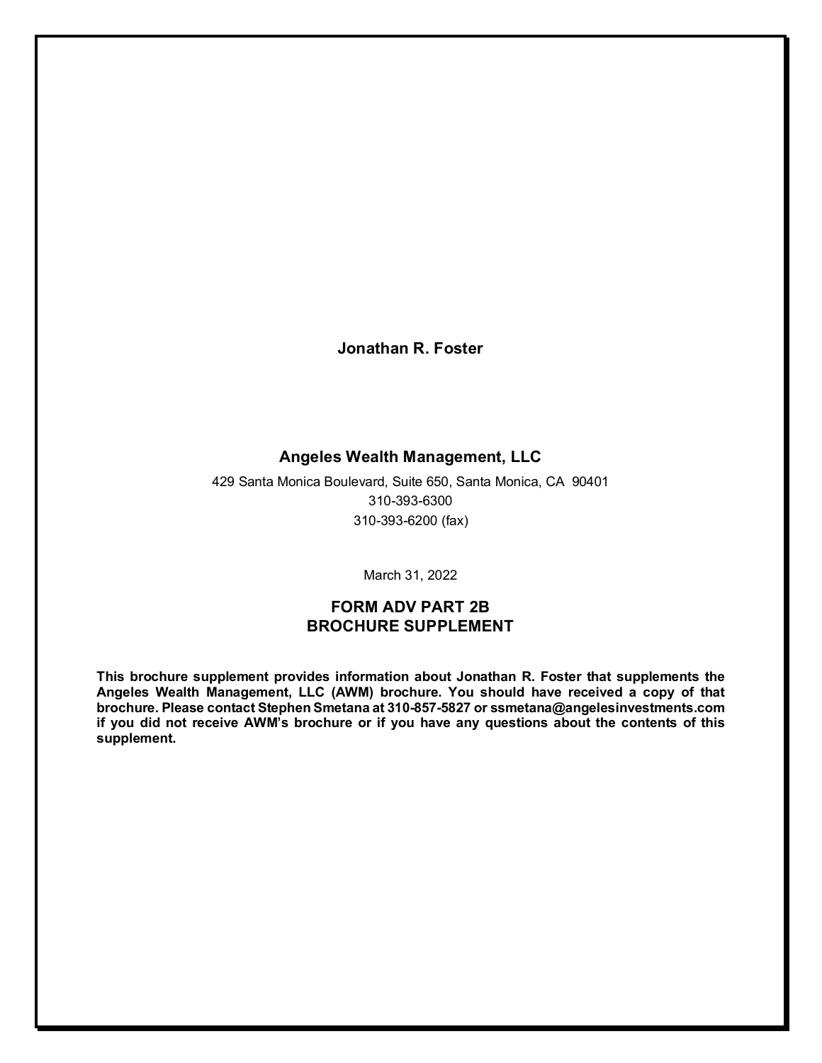**Jonathan R. Foster**

**Angeles Wealth Management, LLC**

429 Santa Monica Boulevard, Suite 650, Santa Monica, CA 90401
310-393-6300
310-393-6200 (fax)

March 31, 2022

## FORM ADV PART 2B
## BROCHURE SUPPLEMENT

**This brochure supplement provides information about Jonathan R. Foster that supplements the Angeles Wealth Management, LLC (AWM) brochure. You should have received a copy of that brochure. Please contact Stephen Smetana at 310-857-5827 or ssmetana@angelesinvestments.com if you did not receive AWM's brochure or if you have any questions about the contents of this supplement.**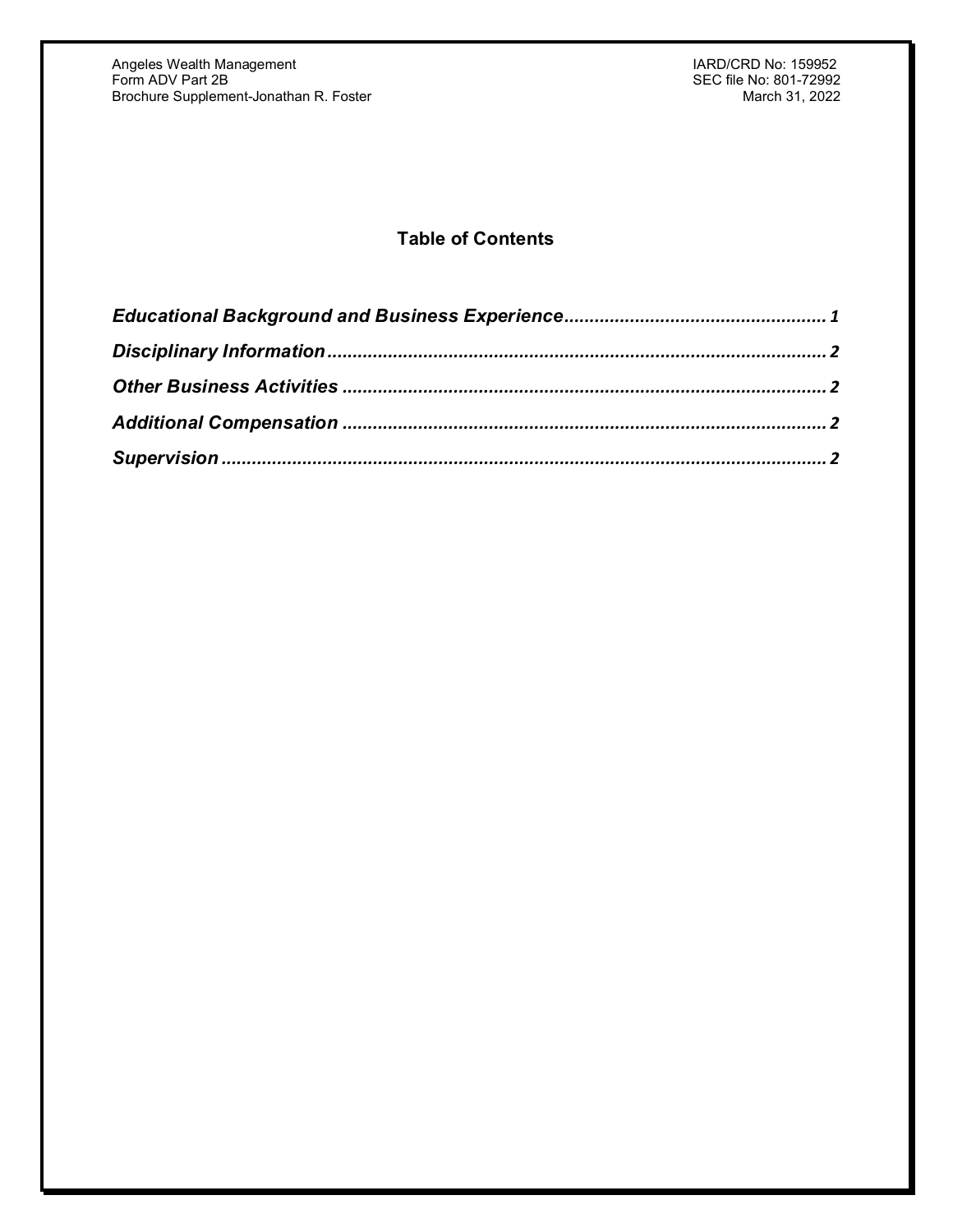## Table of Contents

| | |
|---|---|
| ***Educational Background and Business Experience*** | 1 |
| ***Disciplinary Information*** | 2 |
| ***Other Business Activities*** | 2 |
| ***Additional Compensation*** | 2 |
| ***Supervision*** | 2 |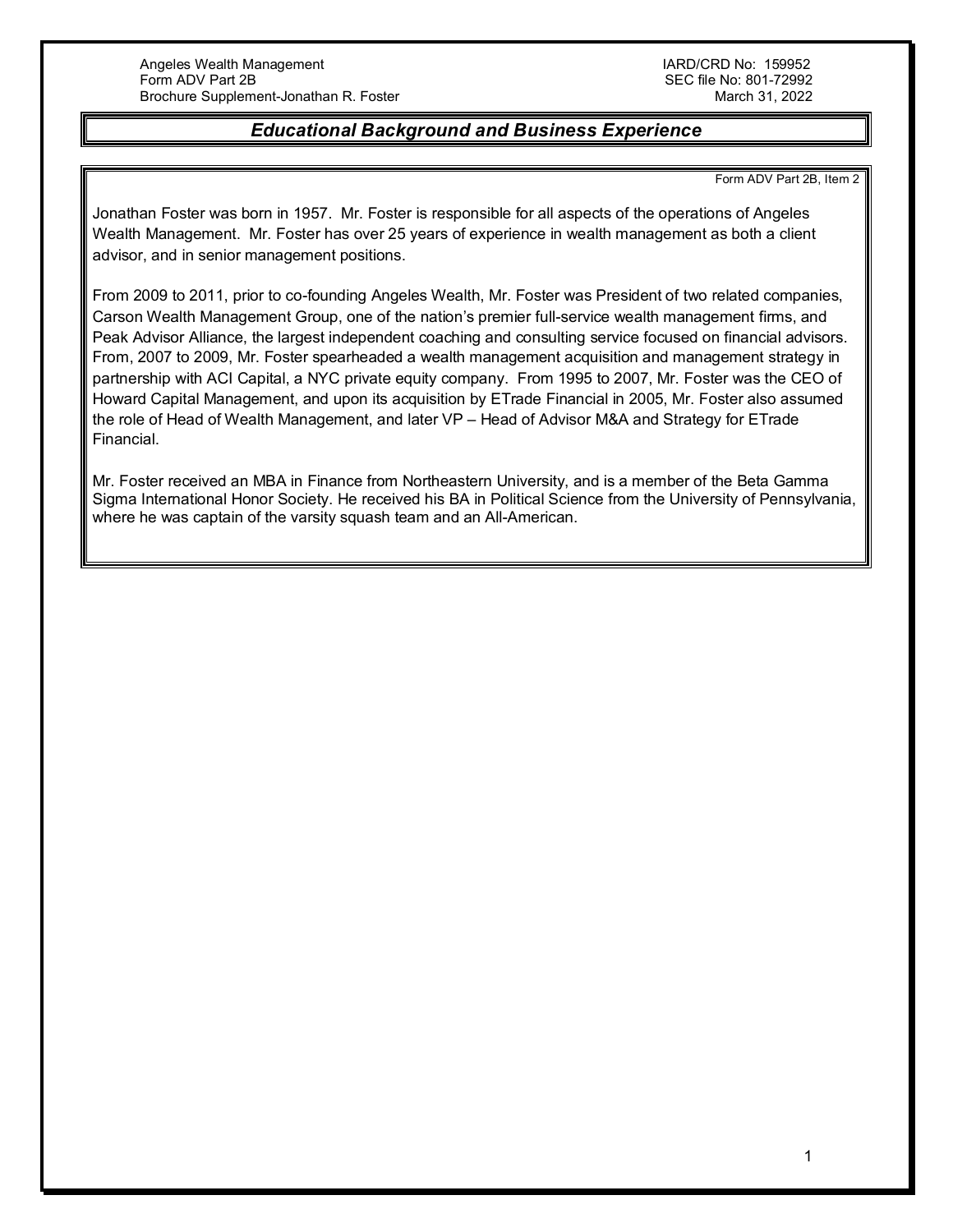## *Educational Background and Business Experience*

Form ADV Part 2B, Item 2

Jonathan Foster was born in 1957. Mr. Foster is responsible for all aspects of the operations of Angeles Wealth Management. Mr. Foster has over 25 years of experience in wealth management as both a client advisor, and in senior management positions.

From 2009 to 2011, prior to co-founding Angeles Wealth, Mr. Foster was President of two related companies, Carson Wealth Management Group, one of the nation's premier full-service wealth management firms, and Peak Advisor Alliance, the largest independent coaching and consulting service focused on financial advisors. From, 2007 to 2009, Mr. Foster spearheaded a wealth management acquisition and management strategy in partnership with ACI Capital, a NYC private equity company. From 1995 to 2007, Mr. Foster was the CEO of Howard Capital Management, and upon its acquisition by ETrade Financial in 2005, Mr. Foster also assumed the role of Head of Wealth Management, and later VP – Head of Advisor M&A and Strategy for ETrade Financial.

Mr. Foster received an MBA in Finance from Northeastern University, and is a member of the Beta Gamma Sigma International Honor Society. He received his BA in Political Science from the University of Pennsylvania, where he was captain of the varsity squash team and an All-American.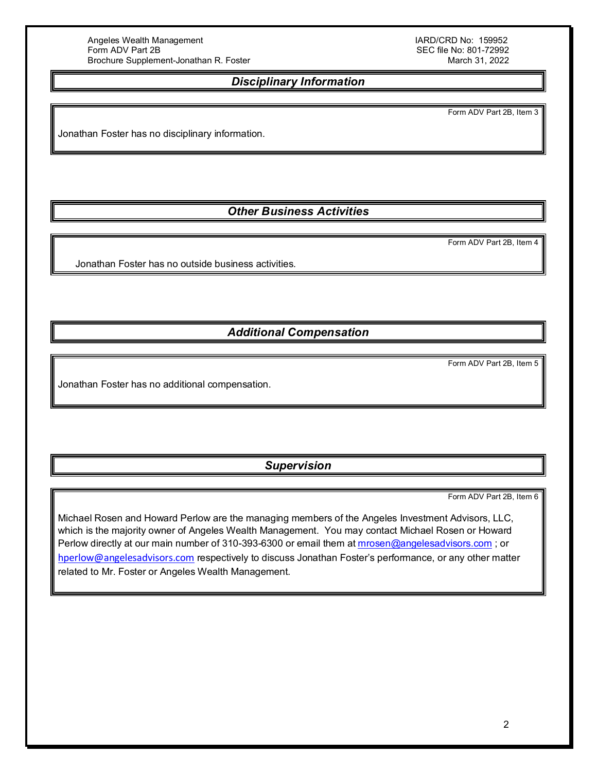## *Disciplinary Information*

Form ADV Part 2B, Item 3

Jonathan Foster has no disciplinary information.

## *Other Business Activities*

Form ADV Part 2B, Item 4

Jonathan Foster has no outside business activities.

## *Additional Compensation*

Form ADV Part 2B, Item 5

Jonathan Foster has no additional compensation.

## *Supervision*

Form ADV Part 2B, Item 6

Michael Rosen and Howard Perlow are the managing members of the Angeles Investment Advisors, LLC, which is the majority owner of Angeles Wealth Management. You may contact Michael Rosen or Howard Perlow directly at our main number of 310-393-6300 or email them at mrosen@angelesadvisors.com ; or hperlow@angelesadvisors.com respectively to discuss Jonathan Foster's performance, or any other matter related to Mr. Foster or Angeles Wealth Management.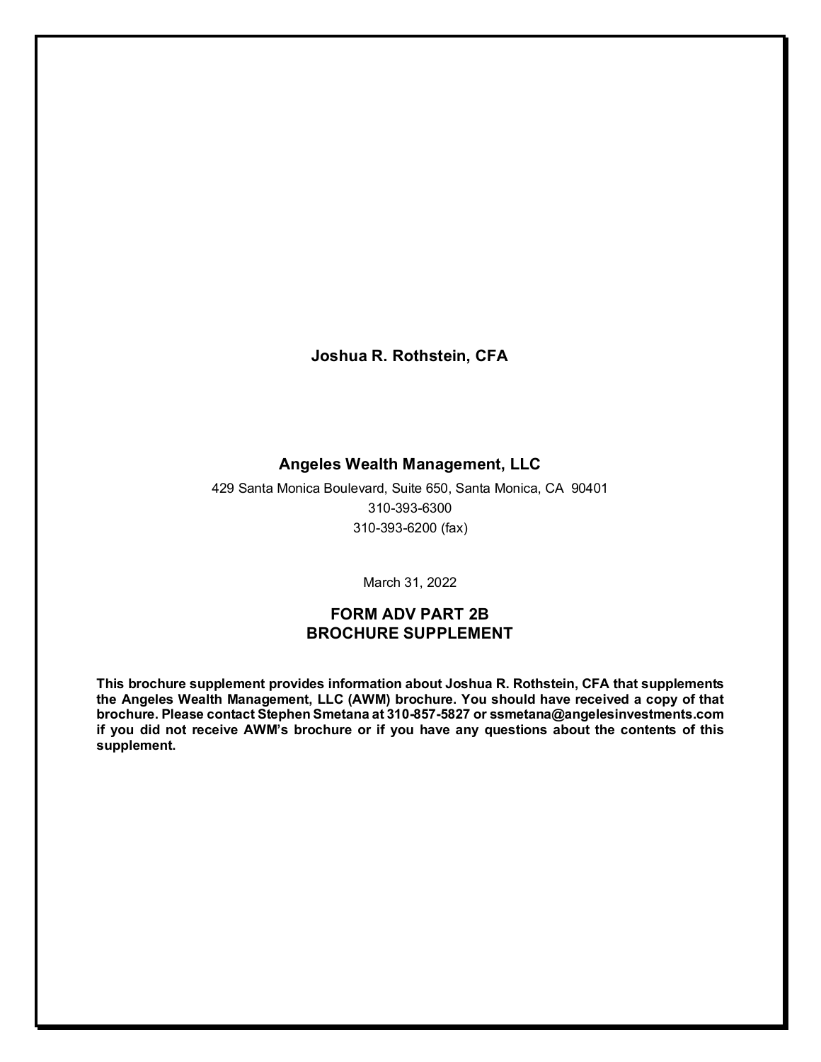**Joshua R. Rothstein, CFA**

**Angeles Wealth Management, LLC**

429 Santa Monica Boulevard, Suite 650, Santa Monica, CA 90401
310-393-6300
310-393-6200 (fax)

March 31, 2022

## FORM ADV PART 2B
## BROCHURE SUPPLEMENT

**This brochure supplement provides information about Joshua R. Rothstein, CFA that supplements the Angeles Wealth Management, LLC (AWM) brochure. You should have received a copy of that brochure. Please contact Stephen Smetana at 310-857-5827 or ssmetana@angelesinvestments.com if you did not receive AWM's brochure or if you have any questions about the contents of this supplement.**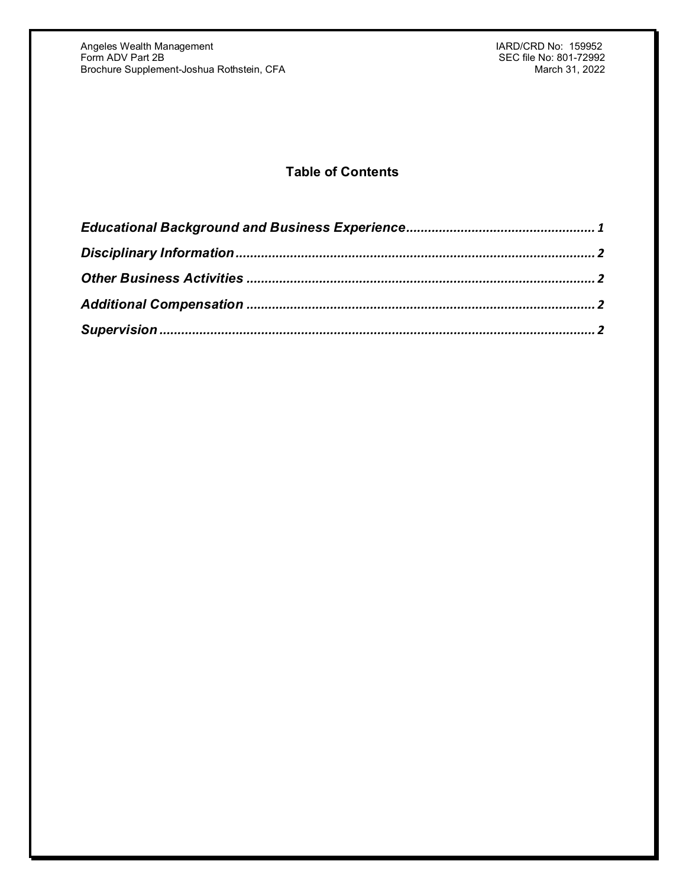## Table of Contents

*Educational Background and Business Experience* ... 1

*Disciplinary Information* ... 2

*Other Business Activities* ... 2

*Additional Compensation* ... 2

*Supervision* ... 2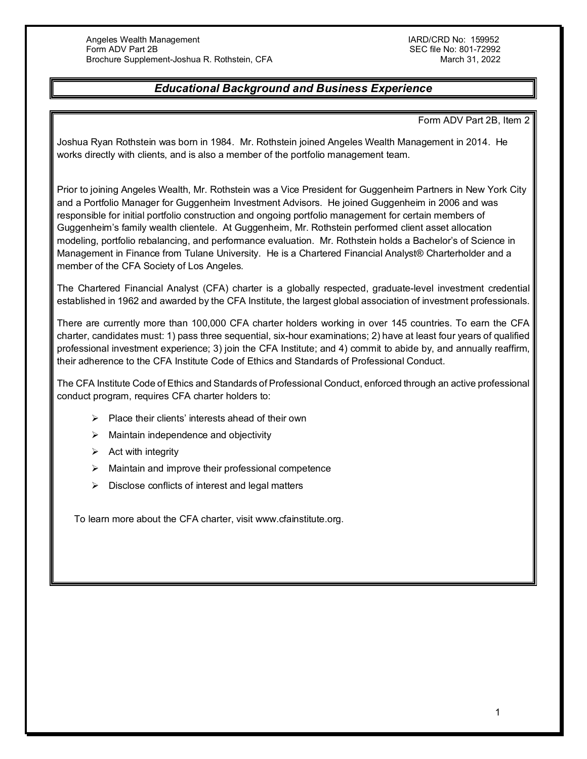## *Educational Background and Business Experience*

Form ADV Part 2B, Item 2

Joshua Ryan Rothstein was born in 1984. Mr. Rothstein joined Angeles Wealth Management in 2014. He works directly with clients, and is also a member of the portfolio management team.

Prior to joining Angeles Wealth, Mr. Rothstein was a Vice President for Guggenheim Partners in New York City and a Portfolio Manager for Guggenheim Investment Advisors. He joined Guggenheim in 2006 and was responsible for initial portfolio construction and ongoing portfolio management for certain members of Guggenheim's family wealth clientele. At Guggenheim, Mr. Rothstein performed client asset allocation modeling, portfolio rebalancing, and performance evaluation. Mr. Rothstein holds a Bachelor's of Science in Management in Finance from Tulane University. He is a Chartered Financial Analyst® Charterholder and a member of the CFA Society of Los Angeles.

The Chartered Financial Analyst (CFA) charter is a globally respected, graduate-level investment credential established in 1962 and awarded by the CFA Institute, the largest global association of investment professionals.

There are currently more than 100,000 CFA charter holders working in over 145 countries. To earn the CFA charter, candidates must: 1) pass three sequential, six-hour examinations; 2) have at least four years of qualified professional investment experience; 3) join the CFA Institute; and 4) commit to abide by, and annually reaffirm, their adherence to the CFA Institute Code of Ethics and Standards of Professional Conduct.

The CFA Institute Code of Ethics and Standards of Professional Conduct, enforced through an active professional conduct program, requires CFA charter holders to:

- Place their clients' interests ahead of their own
- Maintain independence and objectivity
- Act with integrity
- Maintain and improve their professional competence
- Disclose conflicts of interest and legal matters

To learn more about the CFA charter, visit www.cfainstitute.org.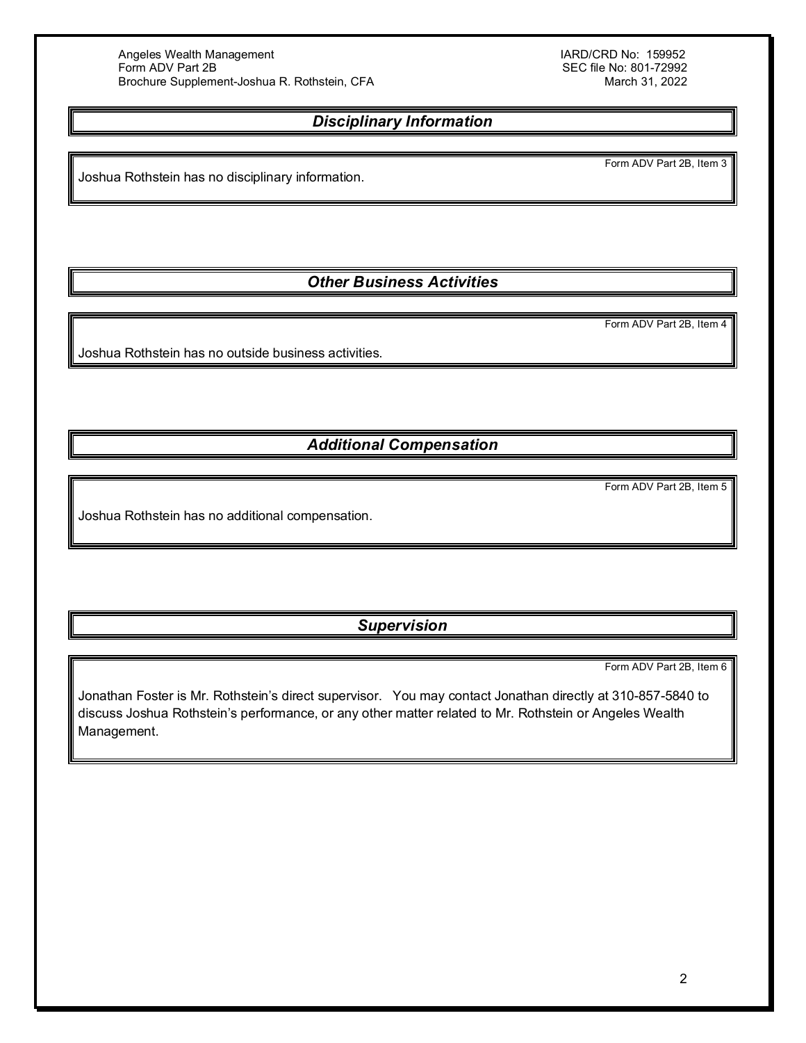## Disciplinary Information

Form ADV Part 2B, Item 3

Joshua Rothstein has no disciplinary information.

## Other Business Activities

Form ADV Part 2B, Item 4

Joshua Rothstein has no outside business activities.

## Additional Compensation

Form ADV Part 2B, Item 5

Joshua Rothstein has no additional compensation.

## Supervision

Form ADV Part 2B, Item 6

Jonathan Foster is Mr. Rothstein's direct supervisor. You may contact Jonathan directly at 310-857-5840 to discuss Joshua Rothstein's performance, or any other matter related to Mr. Rothstein or Angeles Wealth Management.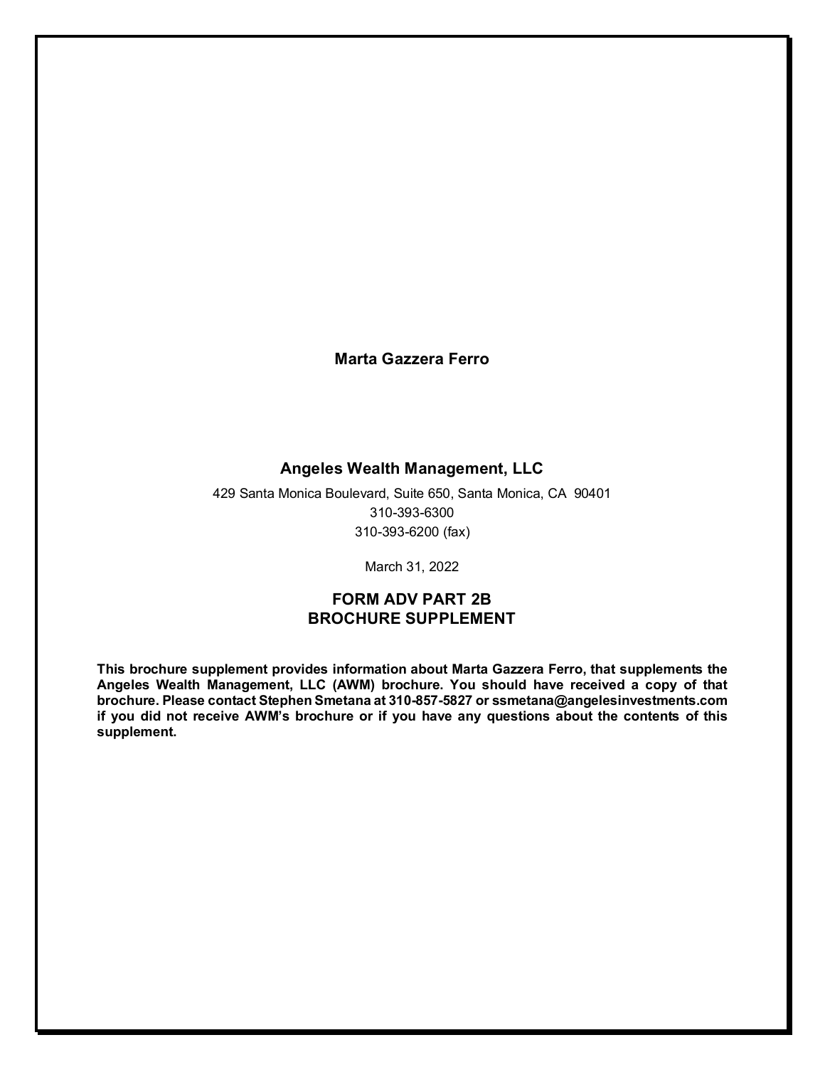**Marta Gazzera Ferro**

## Angeles Wealth Management, LLC

429 Santa Monica Boulevard, Suite 650, Santa Monica, CA 90401

310-393-6300

310-393-6200 (fax)

March 31, 2022

## FORM ADV PART 2B
## BROCHURE SUPPLEMENT

**This brochure supplement provides information about Marta Gazzera Ferro, that supplements the Angeles Wealth Management, LLC (AWM) brochure. You should have received a copy of that brochure. Please contact Stephen Smetana at 310-857-5827 or ssmetana@angelesinvestments.com if you did not receive AWM's brochure or if you have any questions about the contents of this supplement.**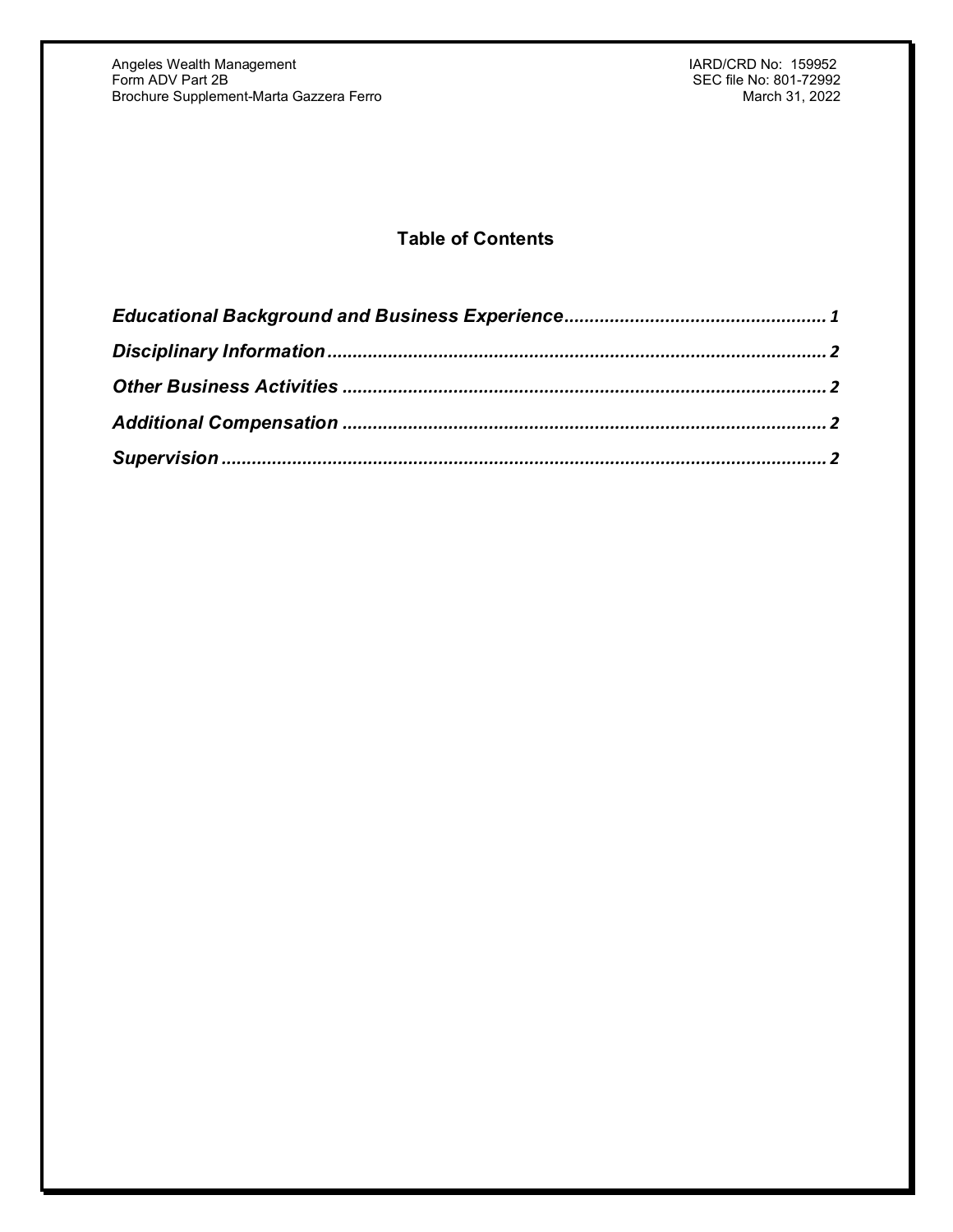## Table of Contents

*Educational Background and Business Experience* ................................................... 1

*Disciplinary Information* ................................................................................................ 2

*Other Business Activities* ............................................................................................... 2

*Additional Compensation* .............................................................................................. 2

*Supervision* ..................................................................................................................... 2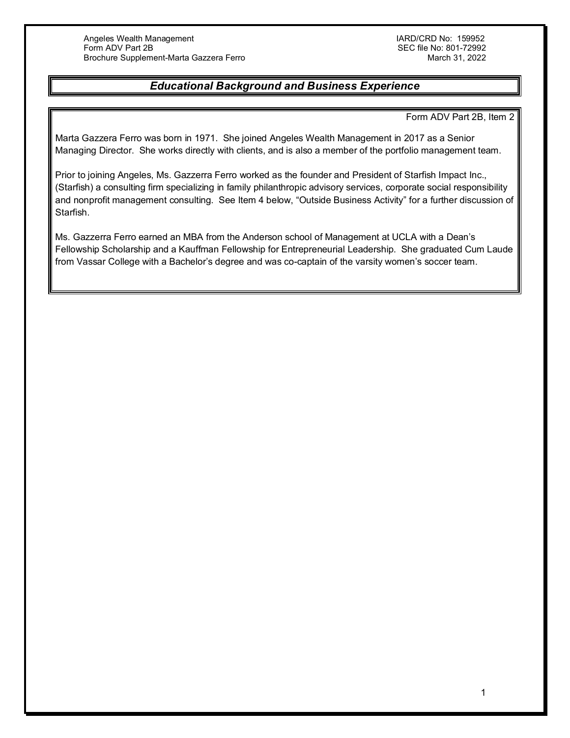## *Educational Background and Business Experience*

Form ADV Part 2B, Item 2

Marta Gazzera Ferro was born in 1971. She joined Angeles Wealth Management in 2017 as a Senior Managing Director. She works directly with clients, and is also a member of the portfolio management team.

Prior to joining Angeles, Ms. Gazzerra Ferro worked as the founder and President of Starfish Impact Inc., (Starfish) a consulting firm specializing in family philanthropic advisory services, corporate social responsibility and nonprofit management consulting. See Item 4 below, "Outside Business Activity" for a further discussion of Starfish.

Ms. Gazzerra Ferro earned an MBA from the Anderson school of Management at UCLA with a Dean's Fellowship Scholarship and a Kauffman Fellowship for Entrepreneurial Leadership. She graduated Cum Laude from Vassar College with a Bachelor's degree and was co-captain of the varsity women's soccer team.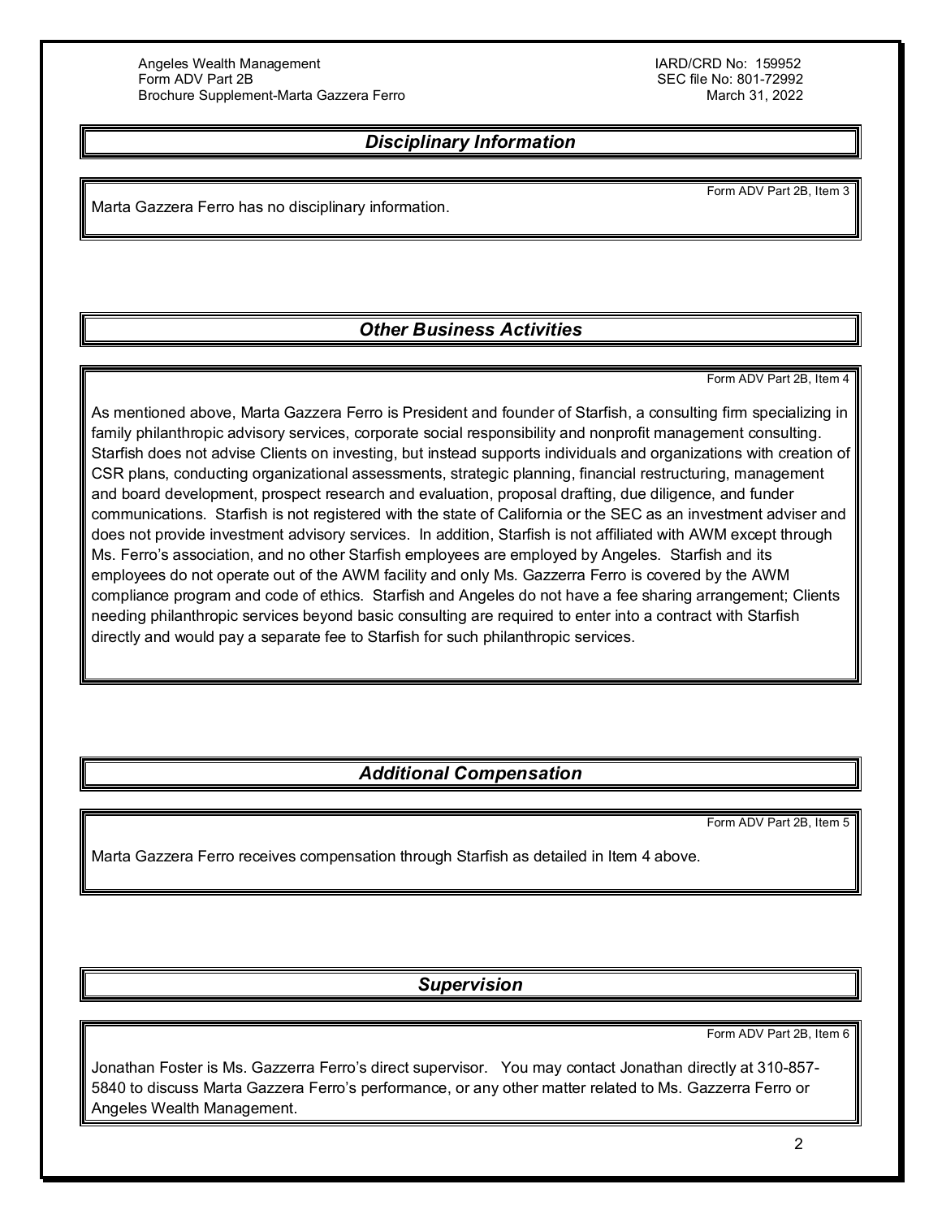## *Disciplinary Information*

Form ADV Part 2B, Item 3

Marta Gazzera Ferro has no disciplinary information.

## *Other Business Activities*

Form ADV Part 2B, Item 4

As mentioned above, Marta Gazzera Ferro is President and founder of Starfish, a consulting firm specializing in family philanthropic advisory services, corporate social responsibility and nonprofit management consulting. Starfish does not advise Clients on investing, but instead supports individuals and organizations with creation of CSR plans, conducting organizational assessments, strategic planning, financial restructuring, management and board development, prospect research and evaluation, proposal drafting, due diligence, and funder communications. Starfish is not registered with the state of California or the SEC as an investment adviser and does not provide investment advisory services. In addition, Starfish is not affiliated with AWM except through Ms. Ferro's association, and no other Starfish employees are employed by Angeles. Starfish and its employees do not operate out of the AWM facility and only Ms. Gazzerra Ferro is covered by the AWM compliance program and code of ethics. Starfish and Angeles do not have a fee sharing arrangement; Clients needing philanthropic services beyond basic consulting are required to enter into a contract with Starfish directly and would pay a separate fee to Starfish for such philanthropic services.

## *Additional Compensation*

Form ADV Part 2B, Item 5

Marta Gazzera Ferro receives compensation through Starfish as detailed in Item 4 above.

## *Supervision*

Form ADV Part 2B, Item 6

Jonathan Foster is Ms. Gazzerra Ferro's direct supervisor. You may contact Jonathan directly at 310-857-5840 to discuss Marta Gazzera Ferro's performance, or any other matter related to Ms. Gazzerra Ferro or Angeles Wealth Management.